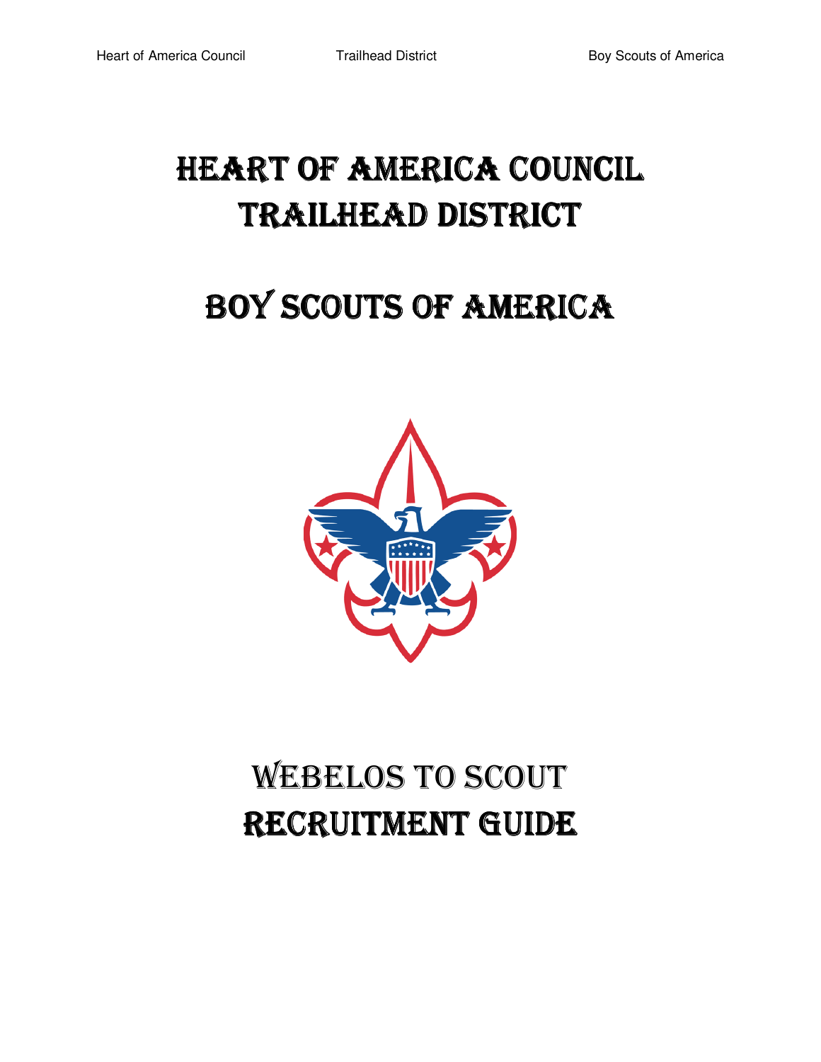# Heart of America Council
# Trailhead District

# Boy Scouts of America

# Webelos to Scout
# Recruitment Guide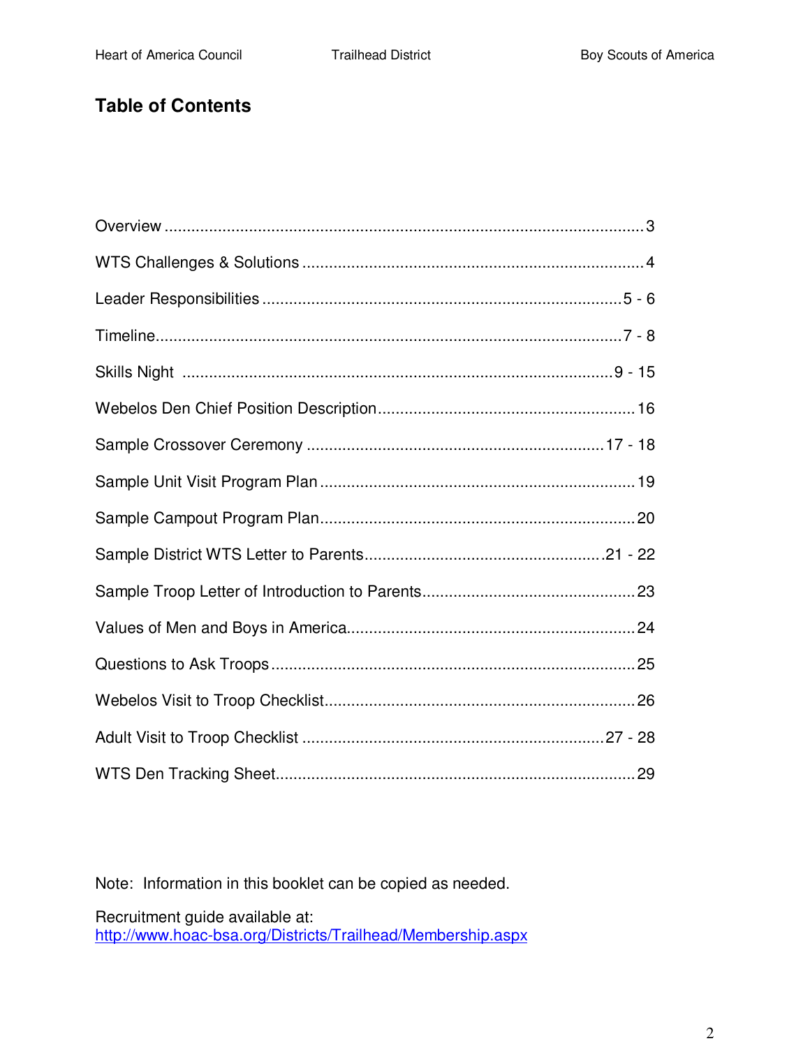## Table of Contents

| Section | Page |
| --- | --- |
| Overview | 3 |
| WTS Challenges & Solutions | 4 |
| Leader Responsibilities | 5 - 6 |
| Timeline | 7 - 8 |
| Skills Night | 9 - 15 |
| Webelos Den Chief Position Description | 16 |
| Sample Crossover Ceremony | 17 - 18 |
| Sample Unit Visit Program Plan | 19 |
| Sample Campout Program Plan | 20 |
| Sample District WTS Letter to Parents | 21 - 22 |
| Sample Troop Letter of Introduction to Parents | 23 |
| Values of Men and Boys in America | 24 |
| Questions to Ask Troops | 25 |
| Webelos Visit to Troop Checklist | 26 |
| Adult Visit to Troop Checklist | 27 - 28 |
| WTS Den Tracking Sheet | 29 |

Note: Information in this booklet can be copied as needed.

Recruitment guide available at:
http://www.hoac-bsa.org/Districts/Trailhead/Membership.aspx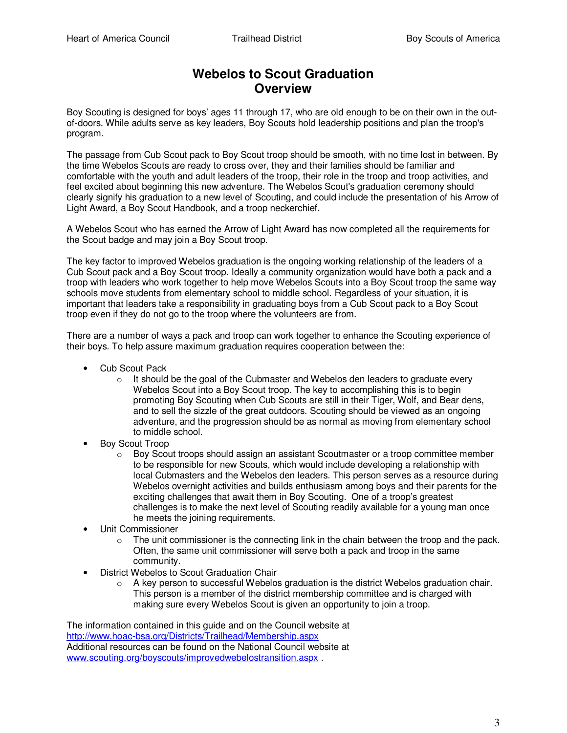# Webelos to Scout Graduation Overview

Boy Scouting is designed for boys' ages 11 through 17, who are old enough to be on their own in the out-of-doors. While adults serve as key leaders, Boy Scouts hold leadership positions and plan the troop's program.

The passage from Cub Scout pack to Boy Scout troop should be smooth, with no time lost in between. By the time Webelos Scouts are ready to cross over, they and their families should be familiar and comfortable with the youth and adult leaders of the troop, their role in the troop and troop activities, and feel excited about beginning this new adventure. The Webelos Scout's graduation ceremony should clearly signify his graduation to a new level of Scouting, and could include the presentation of his Arrow of Light Award, a Boy Scout Handbook, and a troop neckerchief.

A Webelos Scout who has earned the Arrow of Light Award has now completed all the requirements for the Scout badge and may join a Boy Scout troop.

The key factor to improved Webelos graduation is the ongoing working relationship of the leaders of a Cub Scout pack and a Boy Scout troop. Ideally a community organization would have both a pack and a troop with leaders who work together to help move Webelos Scouts into a Boy Scout troop the same way schools move students from elementary school to middle school. Regardless of your situation, it is important that leaders take a responsibility in graduating boys from a Cub Scout pack to a Boy Scout troop even if they do not go to the troop where the volunteers are from.

There are a number of ways a pack and troop can work together to enhance the Scouting experience of their boys. To help assure maximum graduation requires cooperation between the:

- Cub Scout Pack
  - It should be the goal of the Cubmaster and Webelos den leaders to graduate every Webelos Scout into a Boy Scout troop. The key to accomplishing this is to begin promoting Boy Scouting when Cub Scouts are still in their Tiger, Wolf, and Bear dens, and to sell the sizzle of the great outdoors. Scouting should be viewed as an ongoing adventure, and the progression should be as normal as moving from elementary school to middle school.
- Boy Scout Troop
  - Boy Scout troops should assign an assistant Scoutmaster or a troop committee member to be responsible for new Scouts, which would include developing a relationship with local Cubmasters and the Webelos den leaders. This person serves as a resource during Webelos overnight activities and builds enthusiasm among boys and their parents for the exciting challenges that await them in Boy Scouting. One of a troop's greatest challenges is to make the next level of Scouting readily available for a young man once he meets the joining requirements.
- Unit Commissioner
  - The unit commissioner is the connecting link in the chain between the troop and the pack. Often, the same unit commissioner will serve both a pack and troop in the same community.
- District Webelos to Scout Graduation Chair
  - A key person to successful Webelos graduation is the district Webelos graduation chair. This person is a member of the district membership committee and is charged with making sure every Webelos Scout is given an opportunity to join a troop.

The information contained in this guide and on the Council website at [http://www.hoac-bsa.org/Districts/Trailhead/Membership.aspx](http://www.hoac-bsa.org/Districts/Trailhead/Membership.aspx)
Additional resources can be found on the National Council website at [www.scouting.org/boyscouts/improvedwebelostransition.aspx](www.scouting.org/boyscouts/improvedwebelostransition.aspx) .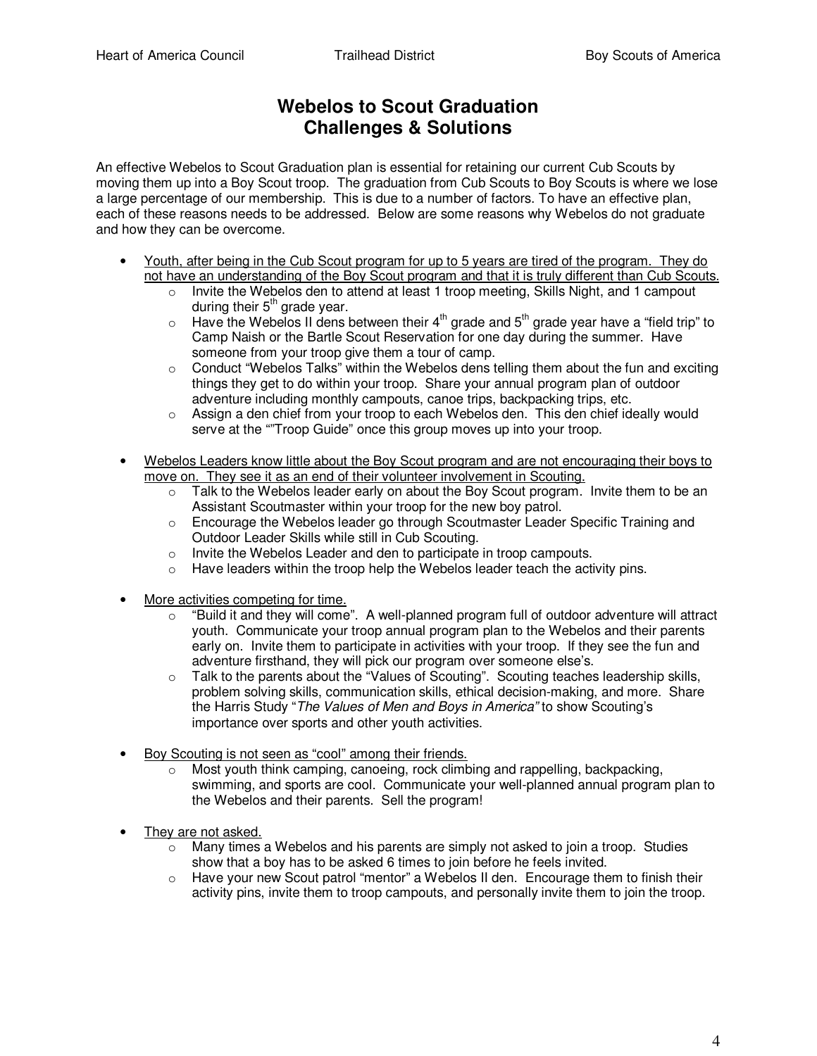# Webelos to Scout Graduation
# Challenges & Solutions

An effective Webelos to Scout Graduation plan is essential for retaining our current Cub Scouts by moving them up into a Boy Scout troop. The graduation from Cub Scouts to Boy Scouts is where we lose a large percentage of our membership. This is due to a number of factors. To have an effective plan, each of these reasons needs to be addressed. Below are some reasons why Webelos do not graduate and how they can be overcome.

- <u>Youth, after being in the Cub Scout program for up to 5 years are tired of the program. They do not have an understanding of the Boy Scout program and that it is truly different than Cub Scouts.</u>
  - Invite the Webelos den to attend at least 1 troop meeting, Skills Night, and 1 campout during their 5th grade year.
  - Have the Webelos II dens between their 4th grade and 5th grade year have a "field trip" to Camp Naish or the Bartle Scout Reservation for one day during the summer. Have someone from your troop give them a tour of camp.
  - Conduct "Webelos Talks" within the Webelos dens telling them about the fun and exciting things they get to do within your troop. Share your annual program plan of outdoor adventure including monthly campouts, canoe trips, backpacking trips, etc.
  - Assign a den chief from your troop to each Webelos den. This den chief ideally would serve at the ""Troop Guide" once this group moves up into your troop.

- <u>Webelos Leaders know little about the Boy Scout program and are not encouraging their boys to move on. They see it as an end of their volunteer involvement in Scouting.</u>
  - Talk to the Webelos leader early on about the Boy Scout program. Invite them to be an Assistant Scoutmaster within your troop for the new boy patrol.
  - Encourage the Webelos leader go through Scoutmaster Leader Specific Training and Outdoor Leader Skills while still in Cub Scouting.
  - Invite the Webelos Leader and den to participate in troop campouts.
  - Have leaders within the troop help the Webelos leader teach the activity pins.

- <u>More activities competing for time.</u>
  - "Build it and they will come". A well-planned program full of outdoor adventure will attract youth. Communicate your troop annual program plan to the Webelos and their parents early on. Invite them to participate in activities with your troop. If they see the fun and adventure firsthand, they will pick our program over someone else's.
  - Talk to the parents about the "Values of Scouting". Scouting teaches leadership skills, problem solving skills, communication skills, ethical decision-making, and more. Share the Harris Study "*The Values of Men and Boys in America*" to show Scouting's importance over sports and other youth activities.

- <u>Boy Scouting is not seen as "cool" among their friends.</u>
  - Most youth think camping, canoeing, rock climbing and rappelling, backpacking, swimming, and sports are cool. Communicate your well-planned annual program plan to the Webelos and their parents. Sell the program!

- <u>They are not asked.</u>
  - Many times a Webelos and his parents are simply not asked to join a troop. Studies show that a boy has to be asked 6 times to join before he feels invited.
  - Have your new Scout patrol "mentor" a Webelos II den. Encourage them to finish their activity pins, invite them to troop campouts, and personally invite them to join the troop.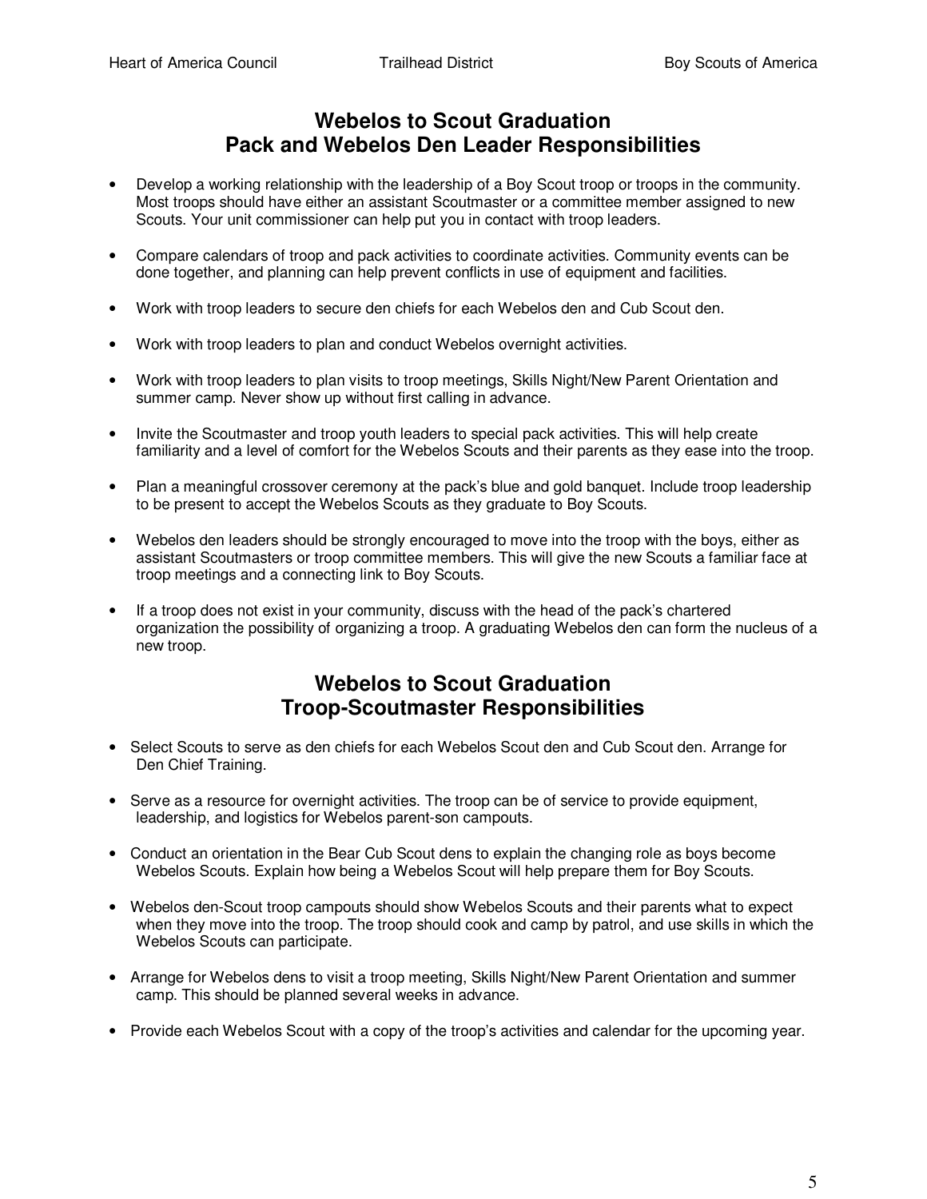# Webelos to Scout Graduation
# Pack and Webelos Den Leader Responsibilities

- Develop a working relationship with the leadership of a Boy Scout troop or troops in the community. Most troops should have either an assistant Scoutmaster or a committee member assigned to new Scouts. Your unit commissioner can help put you in contact with troop leaders.
- Compare calendars of troop and pack activities to coordinate activities. Community events can be done together, and planning can help prevent conflicts in use of equipment and facilities.
- Work with troop leaders to secure den chiefs for each Webelos den and Cub Scout den.
- Work with troop leaders to plan and conduct Webelos overnight activities.
- Work with troop leaders to plan visits to troop meetings, Skills Night/New Parent Orientation and summer camp. Never show up without first calling in advance.
- Invite the Scoutmaster and troop youth leaders to special pack activities. This will help create familiarity and a level of comfort for the Webelos Scouts and their parents as they ease into the troop.
- Plan a meaningful crossover ceremony at the pack's blue and gold banquet. Include troop leadership to be present to accept the Webelos Scouts as they graduate to Boy Scouts.
- Webelos den leaders should be strongly encouraged to move into the troop with the boys, either as assistant Scoutmasters or troop committee members. This will give the new Scouts a familiar face at troop meetings and a connecting link to Boy Scouts.
- If a troop does not exist in your community, discuss with the head of the pack's chartered organization the possibility of organizing a troop. A graduating Webelos den can form the nucleus of a new troop.

# Webelos to Scout Graduation
# Troop-Scoutmaster Responsibilities

- Select Scouts to serve as den chiefs for each Webelos Scout den and Cub Scout den. Arrange for Den Chief Training.
- Serve as a resource for overnight activities. The troop can be of service to provide equipment, leadership, and logistics for Webelos parent-son campouts.
- Conduct an orientation in the Bear Cub Scout dens to explain the changing role as boys become Webelos Scouts. Explain how being a Webelos Scout will help prepare them for Boy Scouts.
- Webelos den-Scout troop campouts should show Webelos Scouts and their parents what to expect when they move into the troop. The troop should cook and camp by patrol, and use skills in which the Webelos Scouts can participate.
- Arrange for Webelos dens to visit a troop meeting, Skills Night/New Parent Orientation and summer camp. This should be planned several weeks in advance.
- Provide each Webelos Scout with a copy of the troop's activities and calendar for the upcoming year.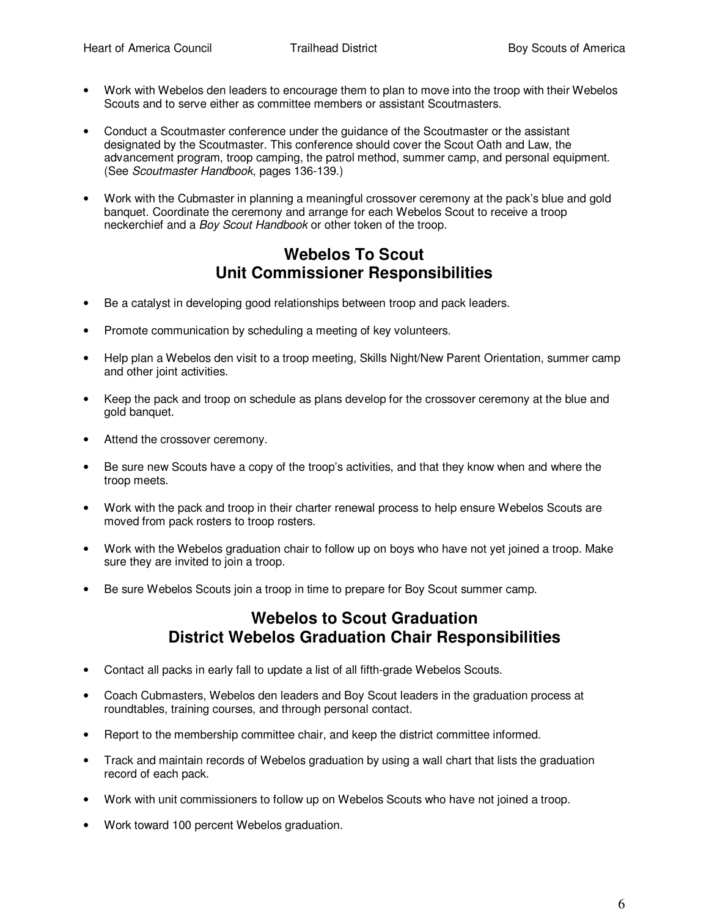- Work with Webelos den leaders to encourage them to plan to move into the troop with their Webelos Scouts and to serve either as committee members or assistant Scoutmasters.

- Conduct a Scoutmaster conference under the guidance of the Scoutmaster or the assistant designated by the Scoutmaster. This conference should cover the Scout Oath and Law, the advancement program, troop camping, the patrol method, summer camp, and personal equipment. (See *Scoutmaster Handbook*, pages 136-139.)

- Work with the Cubmaster in planning a meaningful crossover ceremony at the pack's blue and gold banquet. Coordinate the ceremony and arrange for each Webelos Scout to receive a troop neckerchief and a *Boy Scout Handbook* or other token of the troop.

## Webelos To Scout Unit Commissioner Responsibilities

- Be a catalyst in developing good relationships between troop and pack leaders.

- Promote communication by scheduling a meeting of key volunteers.

- Help plan a Webelos den visit to a troop meeting, Skills Night/New Parent Orientation, summer camp and other joint activities.

- Keep the pack and troop on schedule as plans develop for the crossover ceremony at the blue and gold banquet.

- Attend the crossover ceremony.

- Be sure new Scouts have a copy of the troop's activities, and that they know when and where the troop meets.

- Work with the pack and troop in their charter renewal process to help ensure Webelos Scouts are moved from pack rosters to troop rosters.

- Work with the Webelos graduation chair to follow up on boys who have not yet joined a troop. Make sure they are invited to join a troop.

- Be sure Webelos Scouts join a troop in time to prepare for Boy Scout summer camp.

## Webelos to Scout Graduation District Webelos Graduation Chair Responsibilities

- Contact all packs in early fall to update a list of all fifth-grade Webelos Scouts.

- Coach Cubmasters, Webelos den leaders and Boy Scout leaders in the graduation process at roundtables, training courses, and through personal contact.

- Report to the membership committee chair, and keep the district committee informed.

- Track and maintain records of Webelos graduation by using a wall chart that lists the graduation record of each pack.

- Work with unit commissioners to follow up on Webelos Scouts who have not joined a troop.

- Work toward 100 percent Webelos graduation.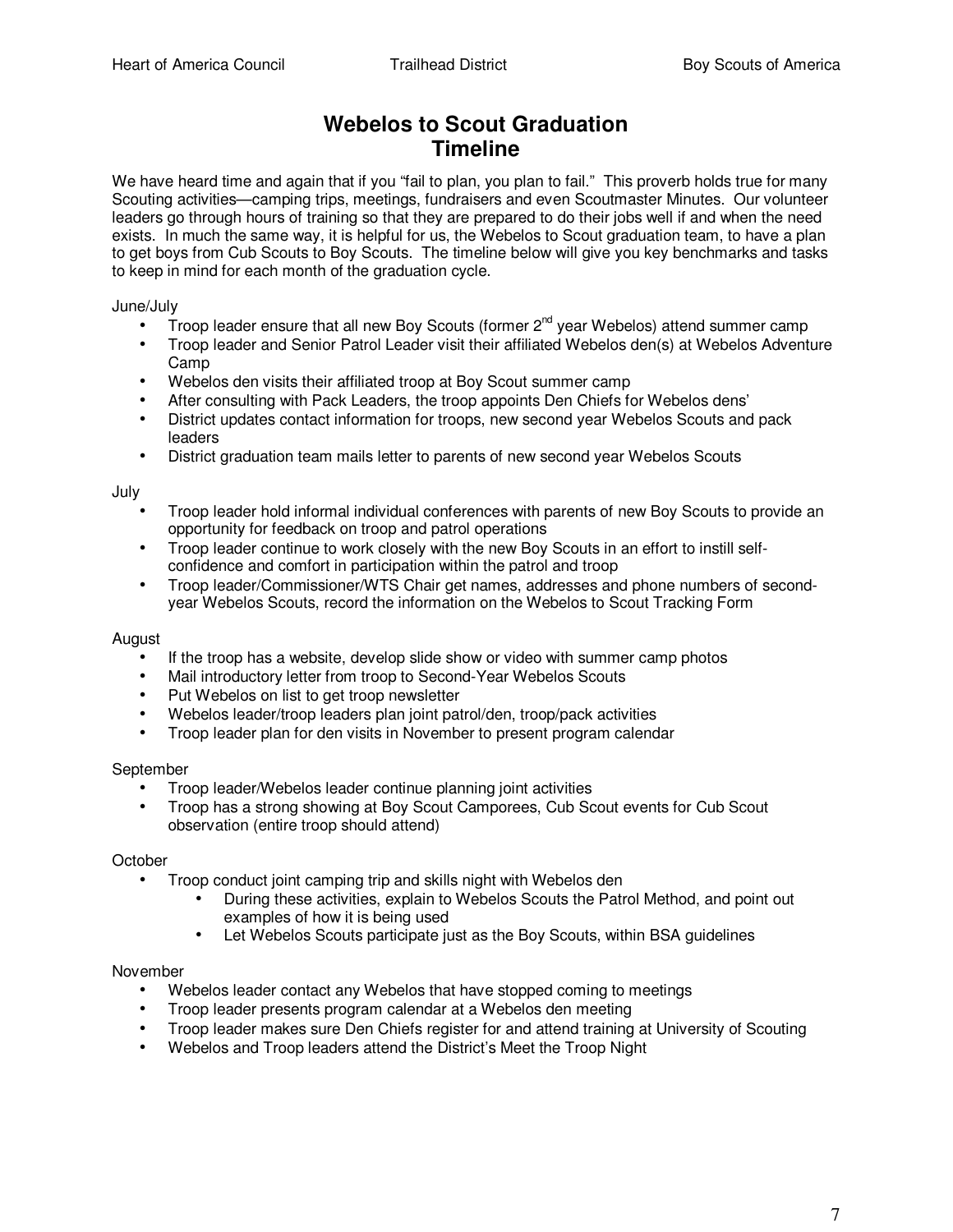# Webelos to Scout Graduation Timeline

We have heard time and again that if you "fail to plan, you plan to fail." This proverb holds true for many Scouting activities—camping trips, meetings, fundraisers and even Scoutmaster Minutes. Our volunteer leaders go through hours of training so that they are prepared to do their jobs well if and when the need exists. In much the same way, it is helpful for us, the Webelos to Scout graduation team, to have a plan to get boys from Cub Scouts to Boy Scouts. The timeline below will give you key benchmarks and tasks to keep in mind for each month of the graduation cycle.

June/July

- Troop leader ensure that all new Boy Scouts (former 2nd year Webelos) attend summer camp
- Troop leader and Senior Patrol Leader visit their affiliated Webelos den(s) at Webelos Adventure Camp
- Webelos den visits their affiliated troop at Boy Scout summer camp
- After consulting with Pack Leaders, the troop appoints Den Chiefs for Webelos dens'
- District updates contact information for troops, new second year Webelos Scouts and pack leaders
- District graduation team mails letter to parents of new second year Webelos Scouts

July

- Troop leader hold informal individual conferences with parents of new Boy Scouts to provide an opportunity for feedback on troop and patrol operations
- Troop leader continue to work closely with the new Boy Scouts in an effort to instill self-confidence and comfort in participation within the patrol and troop
- Troop leader/Commissioner/WTS Chair get names, addresses and phone numbers of second-year Webelos Scouts, record the information on the Webelos to Scout Tracking Form

August

- If the troop has a website, develop slide show or video with summer camp photos
- Mail introductory letter from troop to Second-Year Webelos Scouts
- Put Webelos on list to get troop newsletter
- Webelos leader/troop leaders plan joint patrol/den, troop/pack activities
- Troop leader plan for den visits in November to present program calendar

September

- Troop leader/Webelos leader continue planning joint activities
- Troop has a strong showing at Boy Scout Camporees, Cub Scout events for Cub Scout observation (entire troop should attend)

October

- Troop conduct joint camping trip and skills night with Webelos den
  - During these activities, explain to Webelos Scouts the Patrol Method, and point out examples of how it is being used
  - Let Webelos Scouts participate just as the Boy Scouts, within BSA guidelines

November

- Webelos leader contact any Webelos that have stopped coming to meetings
- Troop leader presents program calendar at a Webelos den meeting
- Troop leader makes sure Den Chiefs register for and attend training at University of Scouting
- Webelos and Troop leaders attend the District's Meet the Troop Night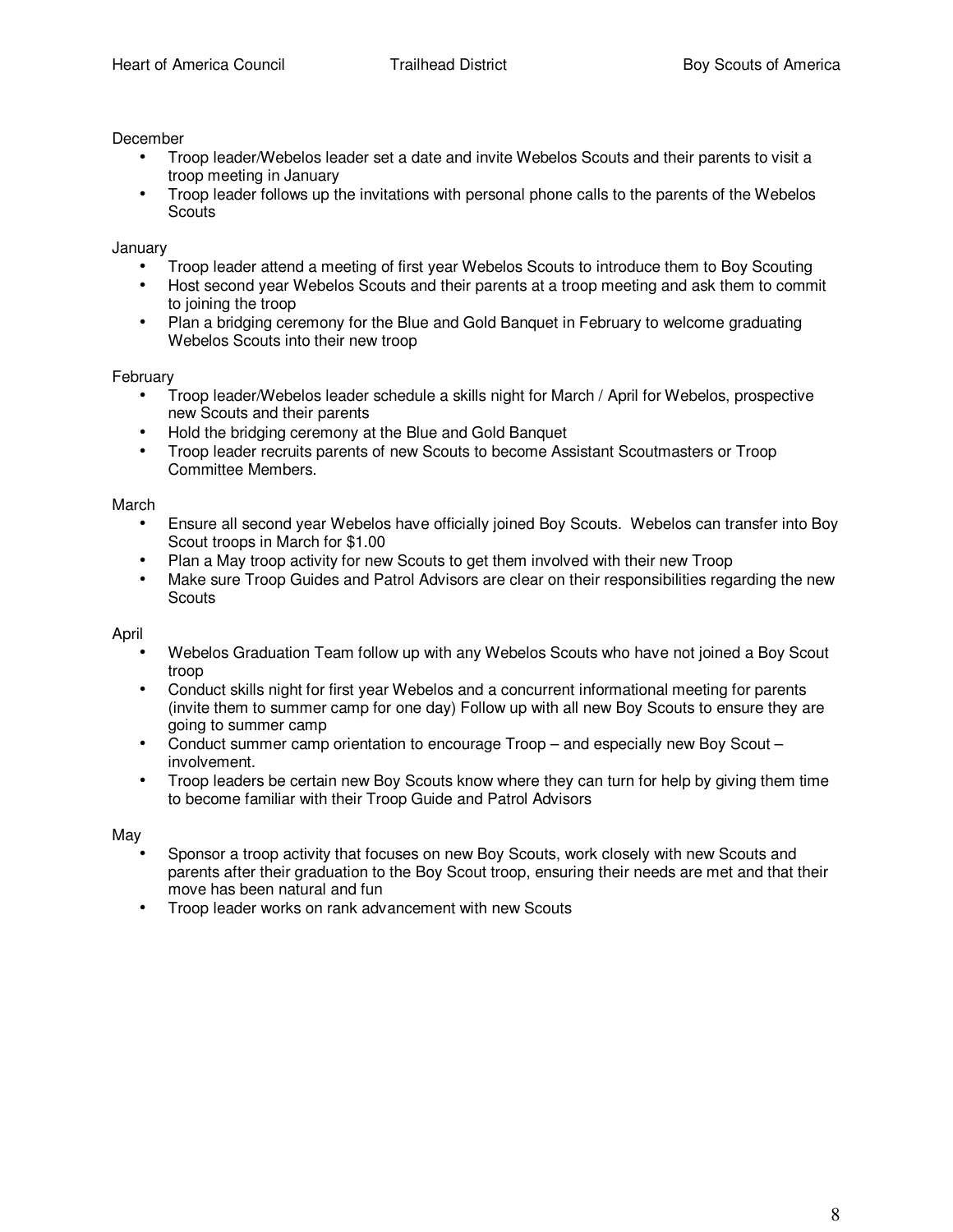December

- Troop leader/Webelos leader set a date and invite Webelos Scouts and their parents to visit a troop meeting in January
- Troop leader follows up the invitations with personal phone calls to the parents of the Webelos Scouts

January

- Troop leader attend a meeting of first year Webelos Scouts to introduce them to Boy Scouting
- Host second year Webelos Scouts and their parents at a troop meeting and ask them to commit to joining the troop
- Plan a bridging ceremony for the Blue and Gold Banquet in February to welcome graduating Webelos Scouts into their new troop

February

- Troop leader/Webelos leader schedule a skills night for March / April for Webelos, prospective new Scouts and their parents
- Hold the bridging ceremony at the Blue and Gold Banquet
- Troop leader recruits parents of new Scouts to become Assistant Scoutmasters or Troop Committee Members.

March

- Ensure all second year Webelos have officially joined Boy Scouts. Webelos can transfer into Boy Scout troops in March for $1.00
- Plan a May troop activity for new Scouts to get them involved with their new Troop
- Make sure Troop Guides and Patrol Advisors are clear on their responsibilities regarding the new Scouts

April

- Webelos Graduation Team follow up with any Webelos Scouts who have not joined a Boy Scout troop
- Conduct skills night for first year Webelos and a concurrent informational meeting for parents (invite them to summer camp for one day) Follow up with all new Boy Scouts to ensure they are going to summer camp
- Conduct summer camp orientation to encourage Troop – and especially new Boy Scout – involvement.
- Troop leaders be certain new Boy Scouts know where they can turn for help by giving them time to become familiar with their Troop Guide and Patrol Advisors

May

- Sponsor a troop activity that focuses on new Boy Scouts, work closely with new Scouts and parents after their graduation to the Boy Scout troop, ensuring their needs are met and that their move has been natural and fun
- Troop leader works on rank advancement with new Scouts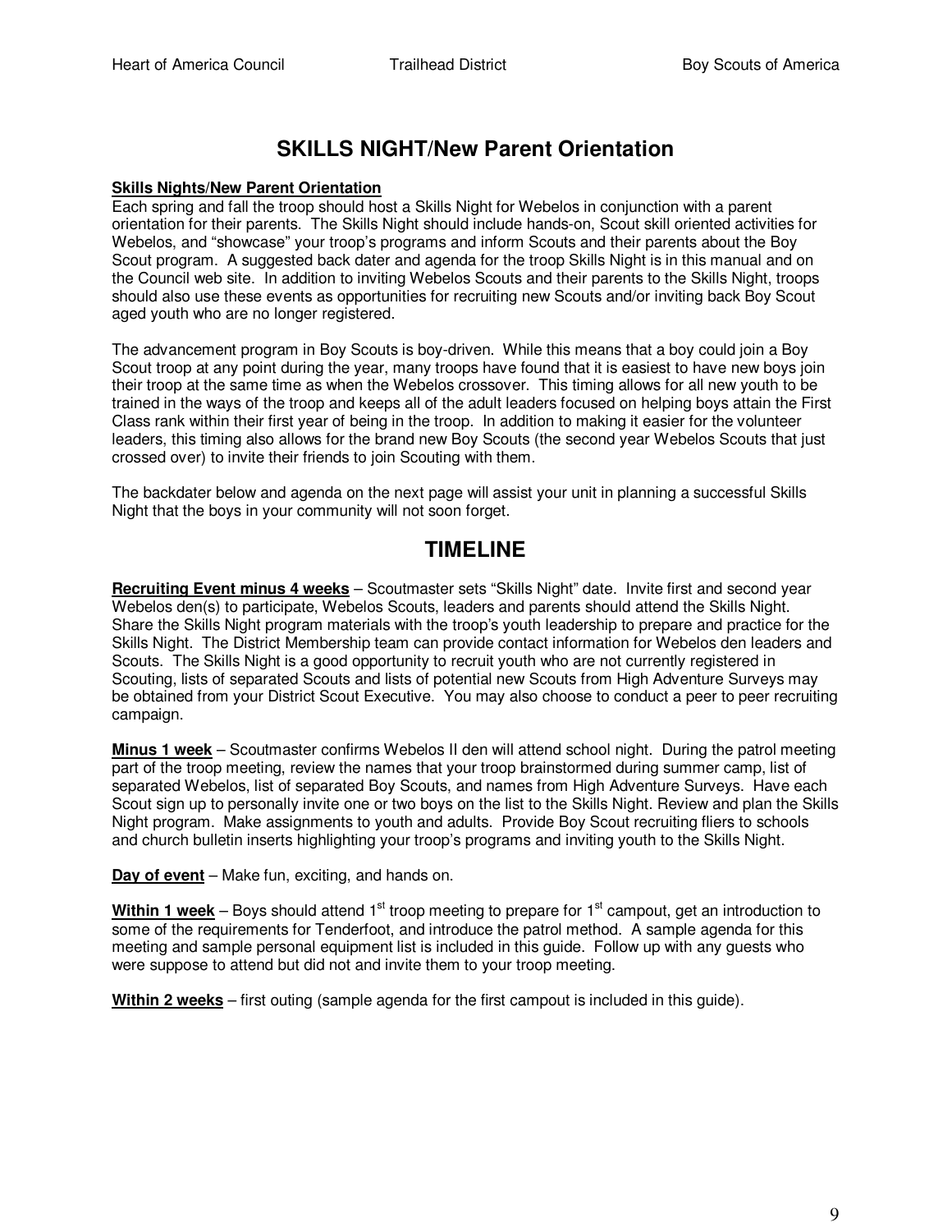# SKILLS NIGHT/New Parent Orientation

**Skills Nights/New Parent Orientation**

Each spring and fall the troop should host a Skills Night for Webelos in conjunction with a parent orientation for their parents. The Skills Night should include hands-on, Scout skill oriented activities for Webelos, and "showcase" your troop's programs and inform Scouts and their parents about the Boy Scout program. A suggested back dater and agenda for the troop Skills Night is in this manual and on the Council web site. In addition to inviting Webelos Scouts and their parents to the Skills Night, troops should also use these events as opportunities for recruiting new Scouts and/or inviting back Boy Scout aged youth who are no longer registered.

The advancement program in Boy Scouts is boy-driven. While this means that a boy could join a Boy Scout troop at any point during the year, many troops have found that it is easiest to have new boys join their troop at the same time as when the Webelos crossover. This timing allows for all new youth to be trained in the ways of the troop and keeps all of the adult leaders focused on helping boys attain the First Class rank within their first year of being in the troop. In addition to making it easier for the volunteer leaders, this timing also allows for the brand new Boy Scouts (the second year Webelos Scouts that just crossed over) to invite their friends to join Scouting with them.

The backdater below and agenda on the next page will assist your unit in planning a successful Skills Night that the boys in your community will not soon forget.

## TIMELINE

**Recruiting Event minus 4 weeks** – Scoutmaster sets "Skills Night" date. Invite first and second year Webelos den(s) to participate, Webelos Scouts, leaders and parents should attend the Skills Night. Share the Skills Night program materials with the troop's youth leadership to prepare and practice for the Skills Night. The District Membership team can provide contact information for Webelos den leaders and Scouts. The Skills Night is a good opportunity to recruit youth who are not currently registered in Scouting, lists of separated Scouts and lists of potential new Scouts from High Adventure Surveys may be obtained from your District Scout Executive. You may also choose to conduct a peer to peer recruiting campaign.

**Minus 1 week** – Scoutmaster confirms Webelos II den will attend school night. During the patrol meeting part of the troop meeting, review the names that your troop brainstormed during summer camp, list of separated Webelos, list of separated Boy Scouts, and names from High Adventure Surveys. Have each Scout sign up to personally invite one or two boys on the list to the Skills Night. Review and plan the Skills Night program. Make assignments to youth and adults. Provide Boy Scout recruiting fliers to schools and church bulletin inserts highlighting your troop's programs and inviting youth to the Skills Night.

**Day of event** – Make fun, exciting, and hands on.

**Within 1 week** – Boys should attend 1st troop meeting to prepare for 1st campout, get an introduction to some of the requirements for Tenderfoot, and introduce the patrol method. A sample agenda for this meeting and sample personal equipment list is included in this guide. Follow up with any guests who were suppose to attend but did not and invite them to your troop meeting.

**Within 2 weeks** – first outing (sample agenda for the first campout is included in this guide).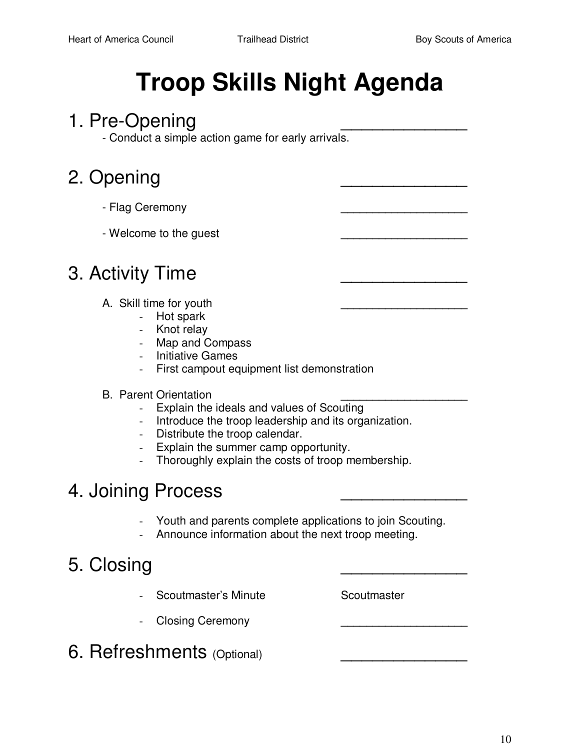# Troop Skills Night Agenda

## 1. Pre-Opening _______________

- Conduct a simple action game for early arrivals.

## 2. Opening _______________

- Flag Ceremony ___________________
- Welcome to the guest ___________________

## 3. Activity Time _______________

A. Skill time for youth ___________________

- Hot spark
- Knot relay
- Map and Compass
- Initiative Games
- First campout equipment list demonstration

B. Parent Orientation ___________________

- Explain the ideals and values of Scouting
- Introduce the troop leadership and its organization.
- Distribute the troop calendar.
- Explain the summer camp opportunity.
- Thoroughly explain the costs of troop membership.

## 4. Joining Process _______________

- Youth and parents complete applications to join Scouting.
- Announce information about the next troop meeting.

## 5. Closing _______________

- Scoutmaster's Minute Scoutmaster
- Closing Ceremony ___________________

## 6. Refreshments (Optional) _______________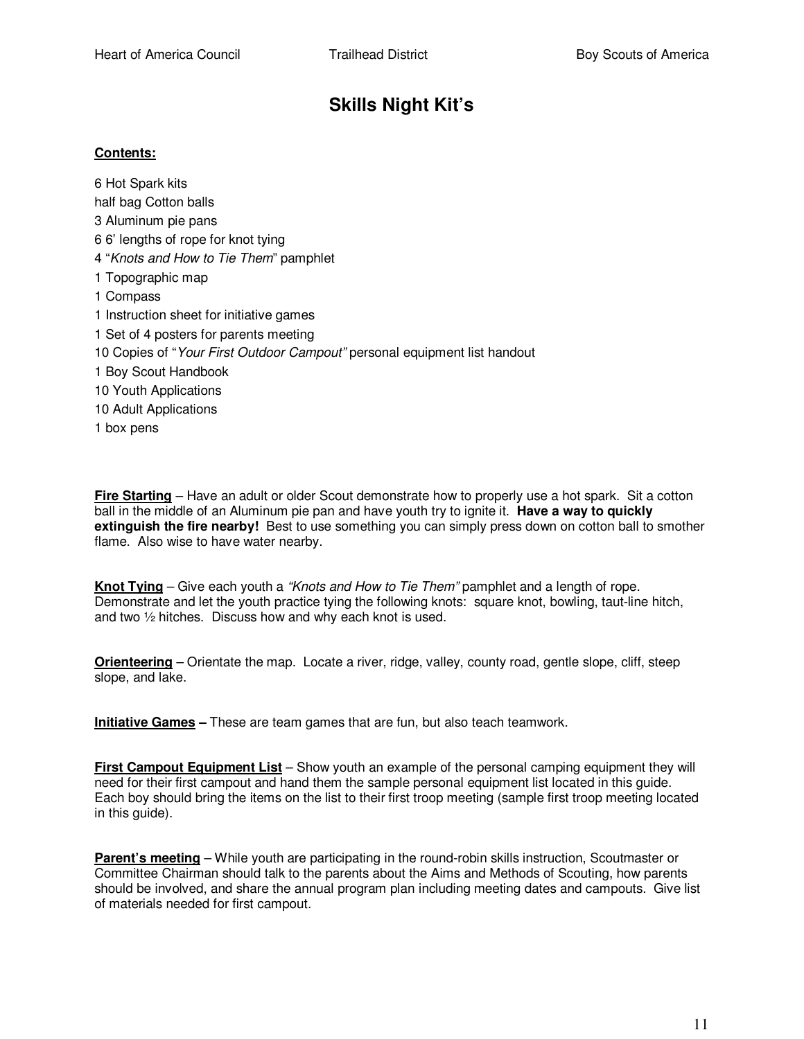# Skills Night Kit's

**Contents:**

6 Hot Spark kits
half bag Cotton balls
3 Aluminum pie pans
6 6' lengths of rope for knot tying
4 "*Knots and How to Tie Them*" pamphlet
1 Topographic map
1 Compass
1 Instruction sheet for initiative games
1 Set of 4 posters for parents meeting
10 Copies of "*Your First Outdoor Campout"* personal equipment list handout
1 Boy Scout Handbook
10 Youth Applications
10 Adult Applications
1 box pens

**Fire Starting** – Have an adult or older Scout demonstrate how to properly use a hot spark. Sit a cotton ball in the middle of an Aluminum pie pan and have youth try to ignite it. **Have a way to quickly extinguish the fire nearby!** Best to use something you can simply press down on cotton ball to smother flame. Also wise to have water nearby.

**Knot Tying** – Give each youth a *"Knots and How to Tie Them"* pamphlet and a length of rope. Demonstrate and let the youth practice tying the following knots: square knot, bowling, taut-line hitch, and two ½ hitches. Discuss how and why each knot is used.

**Orienteering** – Orientate the map. Locate a river, ridge, valley, county road, gentle slope, cliff, steep slope, and lake.

**Initiative Games –** These are team games that are fun, but also teach teamwork.

**First Campout Equipment List** – Show youth an example of the personal camping equipment they will need for their first campout and hand them the sample personal equipment list located in this guide. Each boy should bring the items on the list to their first troop meeting (sample first troop meeting located in this guide).

**Parent's meeting** – While youth are participating in the round-robin skills instruction, Scoutmaster or Committee Chairman should talk to the parents about the Aims and Methods of Scouting, how parents should be involved, and share the annual program plan including meeting dates and campouts. Give list of materials needed for first campout.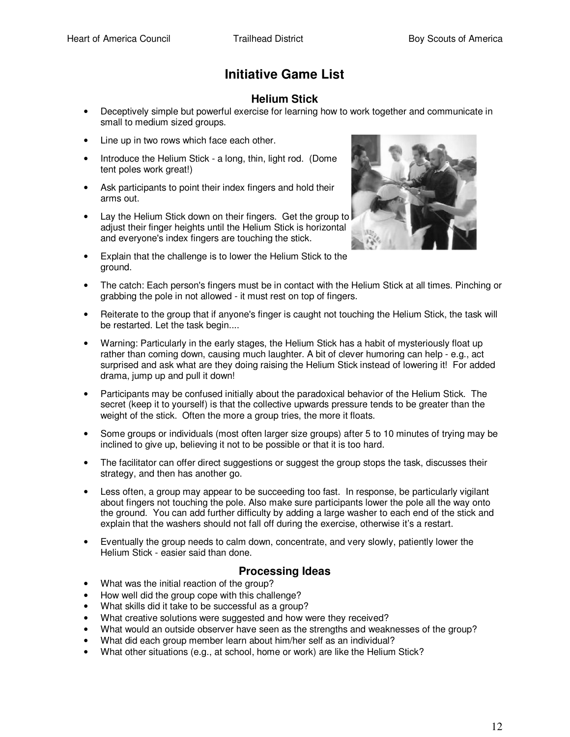# Initiative Game List

## Helium Stick

- Deceptively simple but powerful exercise for learning how to work together and communicate in small to medium sized groups.
- Line up in two rows which face each other.
- Introduce the Helium Stick - a long, thin, light rod. (Dome tent poles work great!)
- Ask participants to point their index fingers and hold their arms out.
- Lay the Helium Stick down on their fingers. Get the group to adjust their finger heights until the Helium Stick is horizontal and everyone's index fingers are touching the stick.
- Explain that the challenge is to lower the Helium Stick to the ground.
- The catch: Each person's fingers must be in contact with the Helium Stick at all times. Pinching or grabbing the pole in not allowed - it must rest on top of fingers.
- Reiterate to the group that if anyone's finger is caught not touching the Helium Stick, the task will be restarted. Let the task begin....
- Warning: Particularly in the early stages, the Helium Stick has a habit of mysteriously float up rather than coming down, causing much laughter. A bit of clever humoring can help - e.g., act surprised and ask what are they doing raising the Helium Stick instead of lowering it! For added drama, jump up and pull it down!
- Participants may be confused initially about the paradoxical behavior of the Helium Stick. The secret (keep it to yourself) is that the collective upwards pressure tends to be greater than the weight of the stick. Often the more a group tries, the more it floats.
- Some groups or individuals (most often larger size groups) after 5 to 10 minutes of trying may be inclined to give up, believing it not to be possible or that it is too hard.
- The facilitator can offer direct suggestions or suggest the group stops the task, discusses their strategy, and then has another go.
- Less often, a group may appear to be succeeding too fast. In response, be particularly vigilant about fingers not touching the pole. Also make sure participants lower the pole all the way onto the ground. You can add further difficulty by adding a large washer to each end of the stick and explain that the washers should not fall off during the exercise, otherwise it's a restart.
- Eventually the group needs to calm down, concentrate, and very slowly, patiently lower the Helium Stick - easier said than done.

## Processing Ideas

- What was the initial reaction of the group?
- How well did the group cope with this challenge?
- What skills did it take to be successful as a group?
- What creative solutions were suggested and how were they received?
- What would an outside observer have seen as the strengths and weaknesses of the group?
- What did each group member learn about him/her self as an individual?
- What other situations (e.g., at school, home or work) are like the Helium Stick?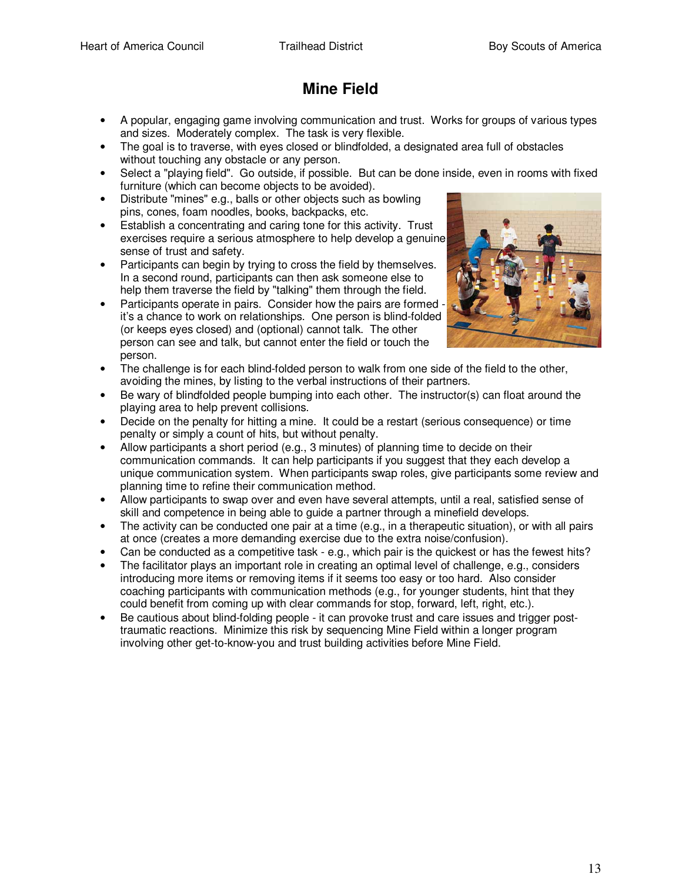# Mine Field

- A popular, engaging game involving communication and trust. Works for groups of various types and sizes. Moderately complex. The task is very flexible.
- The goal is to traverse, with eyes closed or blindfolded, a designated area full of obstacles without touching any obstacle or any person.
- Select a "playing field". Go outside, if possible. But can be done inside, even in rooms with fixed furniture (which can become objects to be avoided).
- Distribute "mines" e.g., balls or other objects such as bowling pins, cones, foam noodles, books, backpacks, etc.
- Establish a concentrating and caring tone for this activity. Trust exercises require a serious atmosphere to help develop a genuine sense of trust and safety.
- Participants can begin by trying to cross the field by themselves. In a second round, participants can then ask someone else to help them traverse the field by "talking" them through the field.
- Participants operate in pairs. Consider how the pairs are formed - it's a chance to work on relationships. One person is blind-folded (or keeps eyes closed) and (optional) cannot talk. The other person can see and talk, but cannot enter the field or touch the person.
- The challenge is for each blind-folded person to walk from one side of the field to the other, avoiding the mines, by listing to the verbal instructions of their partners.
- Be wary of blindfolded people bumping into each other. The instructor(s) can float around the playing area to help prevent collisions.
- Decide on the penalty for hitting a mine. It could be a restart (serious consequence) or time penalty or simply a count of hits, but without penalty.
- Allow participants a short period (e.g., 3 minutes) of planning time to decide on their communication commands. It can help participants if you suggest that they each develop a unique communication system. When participants swap roles, give participants some review and planning time to refine their communication method.
- Allow participants to swap over and even have several attempts, until a real, satisfied sense of skill and competence in being able to guide a partner through a minefield develops.
- The activity can be conducted one pair at a time (e.g., in a therapeutic situation), or with all pairs at once (creates a more demanding exercise due to the extra noise/confusion).
- Can be conducted as a competitive task - e.g., which pair is the quickest or has the fewest hits?
- The facilitator plays an important role in creating an optimal level of challenge, e.g., considers introducing more items or removing items if it seems too easy or too hard. Also consider coaching participants with communication methods (e.g., for younger students, hint that they could benefit from coming up with clear commands for stop, forward, left, right, etc.).
- Be cautious about blind-folding people - it can provoke trust and care issues and trigger post-traumatic reactions. Minimize this risk by sequencing Mine Field within a longer program involving other get-to-know-you and trust building activities before Mine Field.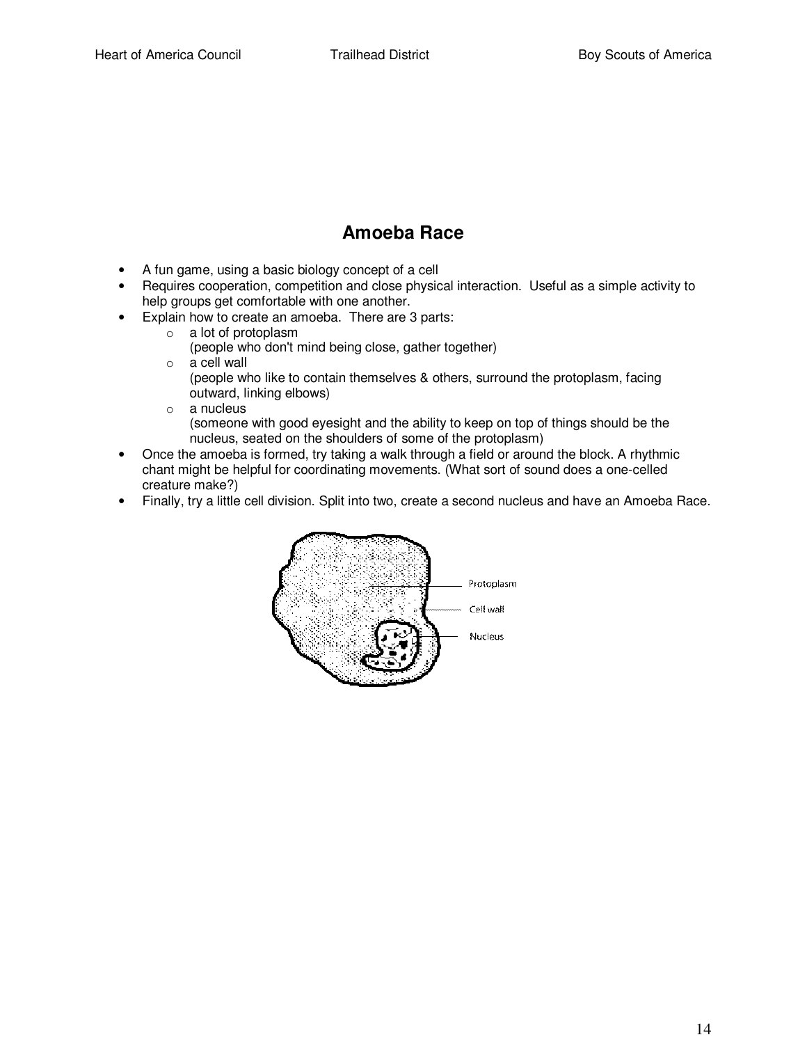## Amoeba Race

- A fun game, using a basic biology concept of a cell
- Requires cooperation, competition and close physical interaction. Useful as a simple activity to help groups get comfortable with one another.
- Explain how to create an amoeba. There are 3 parts:
  - a lot of protoplasm
    (people who don't mind being close, gather together)
  - a cell wall
    (people who like to contain themselves & others, surround the protoplasm, facing outward, linking elbows)
  - a nucleus
    (someone with good eyesight and the ability to keep on top of things should be the nucleus, seated on the shoulders of some of the protoplasm)
- Once the amoeba is formed, try taking a walk through a field or around the block. A rhythmic chant might be helpful for coordinating movements. (What sort of sound does a one-celled creature make?)
- Finally, try a little cell division. Split into two, create a second nucleus and have an Amoeba Race.

Protoplasm

Cell wall

Nucleus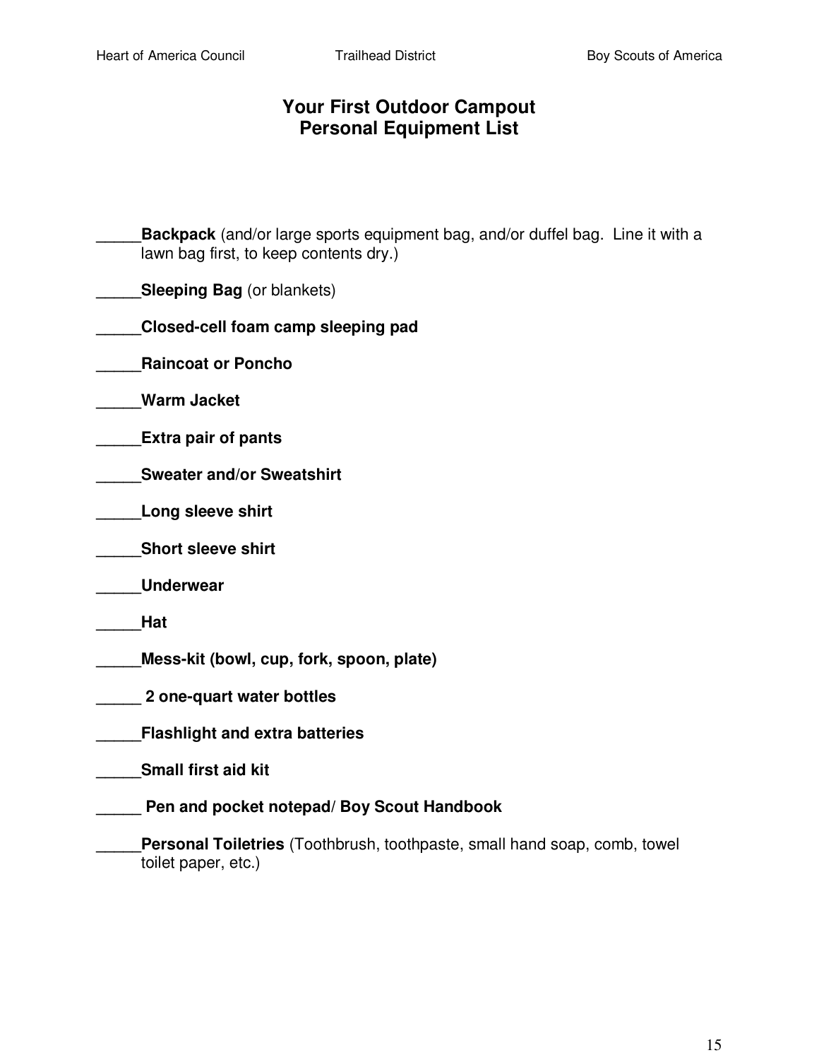# Your First Outdoor Campout
## Personal Equipment List

_____**Backpack** (and/or large sports equipment bag, and/or duffel bag. Line it with a lawn bag first, to keep contents dry.)

_____**Sleeping Bag** (or blankets)

_____**Closed-cell foam camp sleeping pad**

_____**Raincoat or Poncho**

_____**Warm Jacket**

_____**Extra pair of pants**

_____**Sweater and/or Sweatshirt**

_____**Long sleeve shirt**

_____**Short sleeve shirt**

_____**Underwear**

_____**Hat**

_____**Mess-kit (bowl, cup, fork, spoon, plate)**

_____ **2 one-quart water bottles**

_____**Flashlight and extra batteries**

_____**Small first aid kit**

_____ **Pen and pocket notepad/ Boy Scout Handbook**

_____**Personal Toiletries** (Toothbrush, toothpaste, small hand soap, comb, towel toilet paper, etc.)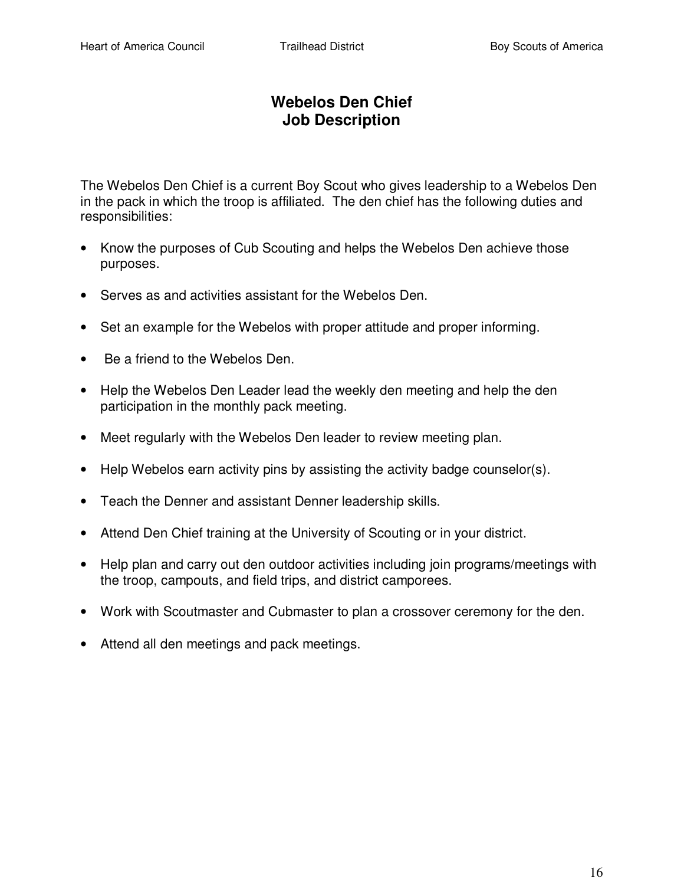# Webelos Den Chief
# Job Description

The Webelos Den Chief is a current Boy Scout who gives leadership to a Webelos Den in the pack in which the troop is affiliated. The den chief has the following duties and responsibilities:

- Know the purposes of Cub Scouting and helps the Webelos Den achieve those purposes.
- Serves as and activities assistant for the Webelos Den.
- Set an example for the Webelos with proper attitude and proper informing.
- Be a friend to the Webelos Den.
- Help the Webelos Den Leader lead the weekly den meeting and help the den participation in the monthly pack meeting.
- Meet regularly with the Webelos Den leader to review meeting plan.
- Help Webelos earn activity pins by assisting the activity badge counselor(s).
- Teach the Denner and assistant Denner leadership skills.
- Attend Den Chief training at the University of Scouting or in your district.
- Help plan and carry out den outdoor activities including join programs/meetings with the troop, campouts, and field trips, and district camporees.
- Work with Scoutmaster and Cubmaster to plan a crossover ceremony for the den.
- Attend all den meetings and pack meetings.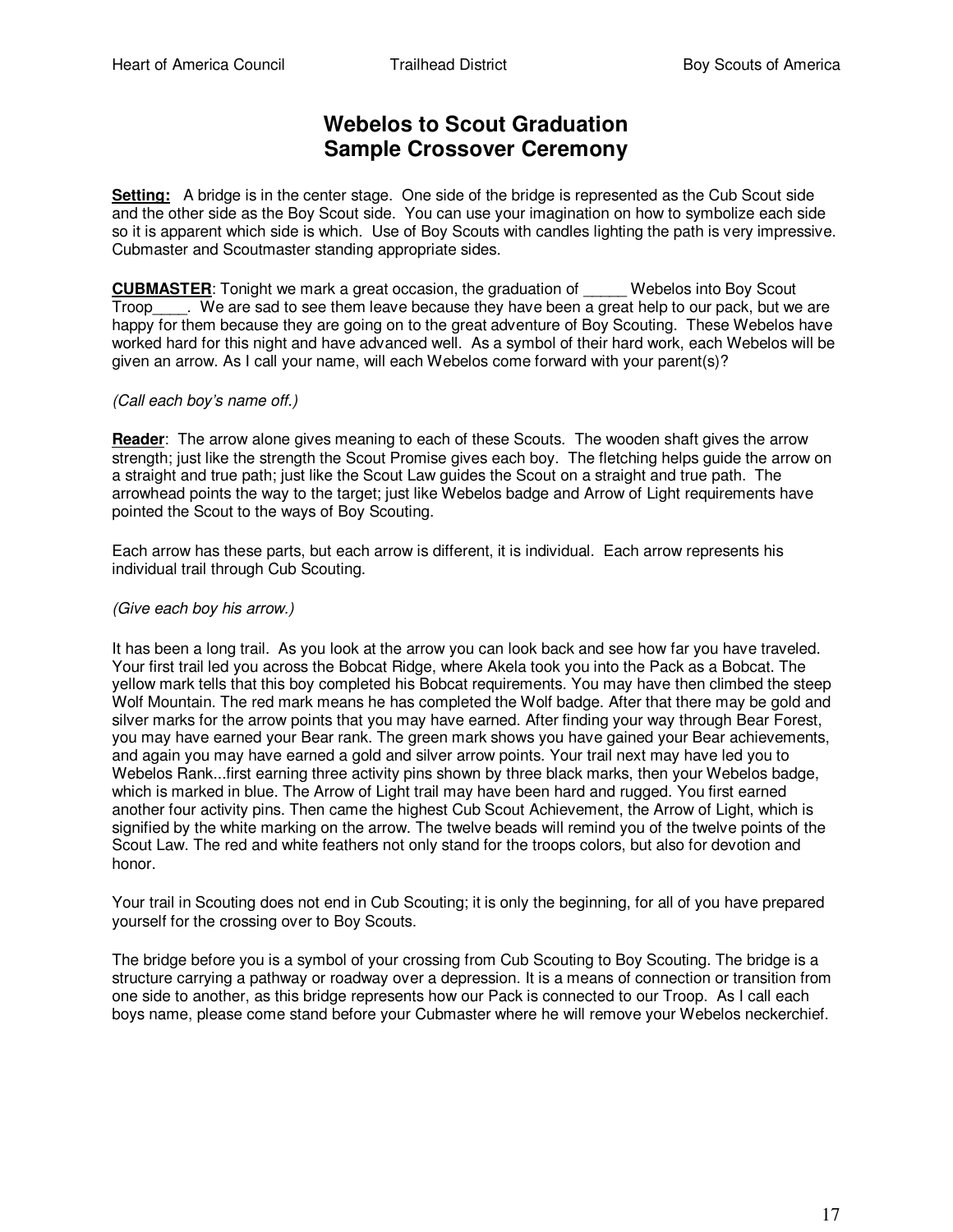# Webelos to Scout Graduation
# Sample Crossover Ceremony

**Setting:** A bridge is in the center stage. One side of the bridge is represented as the Cub Scout side and the other side as the Boy Scout side. You can use your imagination on how to symbolize each side so it is apparent which side is which. Use of Boy Scouts with candles lighting the path is very impressive. Cubmaster and Scoutmaster standing appropriate sides.

**CUBMASTER**: Tonight we mark a great occasion, the graduation of _____ Webelos into Boy Scout Troop____. We are sad to see them leave because they have been a great help to our pack, but we are happy for them because they are going on to the great adventure of Boy Scouting. These Webelos have worked hard for this night and have advanced well. As a symbol of their hard work, each Webelos will be given an arrow. As I call your name, will each Webelos come forward with your parent(s)?

*(Call each boy's name off.)*

**Reader**: The arrow alone gives meaning to each of these Scouts. The wooden shaft gives the arrow strength; just like the strength the Scout Promise gives each boy. The fletching helps guide the arrow on a straight and true path; just like the Scout Law guides the Scout on a straight and true path. The arrowhead points the way to the target; just like Webelos badge and Arrow of Light requirements have pointed the Scout to the ways of Boy Scouting.

Each arrow has these parts, but each arrow is different, it is individual. Each arrow represents his individual trail through Cub Scouting.

*(Give each boy his arrow.)*

It has been a long trail. As you look at the arrow you can look back and see how far you have traveled. Your first trail led you across the Bobcat Ridge, where Akela took you into the Pack as a Bobcat. The yellow mark tells that this boy completed his Bobcat requirements. You may have then climbed the steep Wolf Mountain. The red mark means he has completed the Wolf badge. After that there may be gold and silver marks for the arrow points that you may have earned. After finding your way through Bear Forest, you may have earned your Bear rank. The green mark shows you have gained your Bear achievements, and again you may have earned a gold and silver arrow points. Your trail next may have led you to Webelos Rank...first earning three activity pins shown by three black marks, then your Webelos badge, which is marked in blue. The Arrow of Light trail may have been hard and rugged. You first earned another four activity pins. Then came the highest Cub Scout Achievement, the Arrow of Light, which is signified by the white marking on the arrow. The twelve beads will remind you of the twelve points of the Scout Law. The red and white feathers not only stand for the troops colors, but also for devotion and honor.

Your trail in Scouting does not end in Cub Scouting; it is only the beginning, for all of you have prepared yourself for the crossing over to Boy Scouts.

The bridge before you is a symbol of your crossing from Cub Scouting to Boy Scouting. The bridge is a structure carrying a pathway or roadway over a depression. It is a means of connection or transition from one side to another, as this bridge represents how our Pack is connected to our Troop. As I call each boys name, please come stand before your Cubmaster where he will remove your Webelos neckerchief.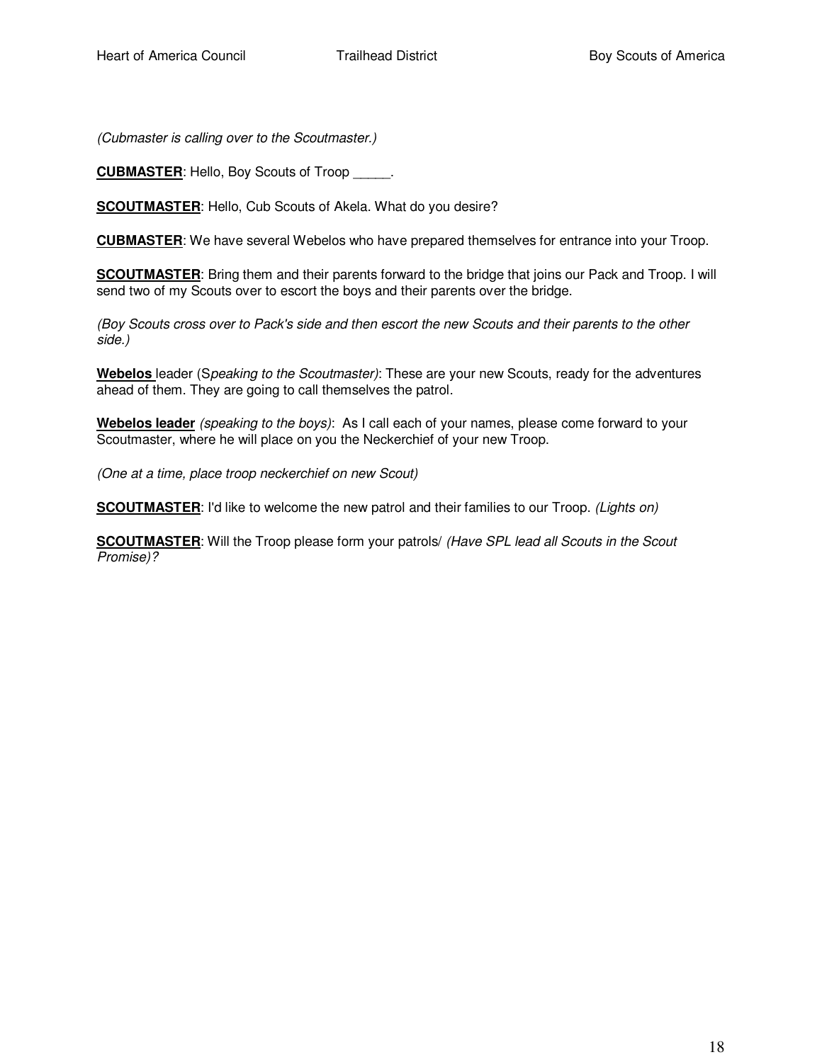*(Cubmaster is calling over to the Scoutmaster.)*

**CUBMASTER**: Hello, Boy Scouts of Troop _____.

**SCOUTMASTER**: Hello, Cub Scouts of Akela. What do you desire?

**CUBMASTER**: We have several Webelos who have prepared themselves for entrance into your Troop.

**SCOUTMASTER**: Bring them and their parents forward to the bridge that joins our Pack and Troop. I will send two of my Scouts over to escort the boys and their parents over the bridge.

*(Boy Scouts cross over to Pack's side and then escort the new Scouts and their parents to the other side.)*

**Webelos** leader (S*peaking to the Scoutmaster)*: These are your new Scouts, ready for the adventures ahead of them. They are going to call themselves the patrol.

**Webelos leader** *(speaking to the boys)*: As I call each of your names, please come forward to your Scoutmaster, where he will place on you the Neckerchief of your new Troop.

*(One at a time, place troop neckerchief on new Scout)*

**SCOUTMASTER**: I'd like to welcome the new patrol and their families to our Troop. *(Lights on)*

**SCOUTMASTER**: Will the Troop please form your patrols/ *(Have SPL lead all Scouts in the Scout Promise)?*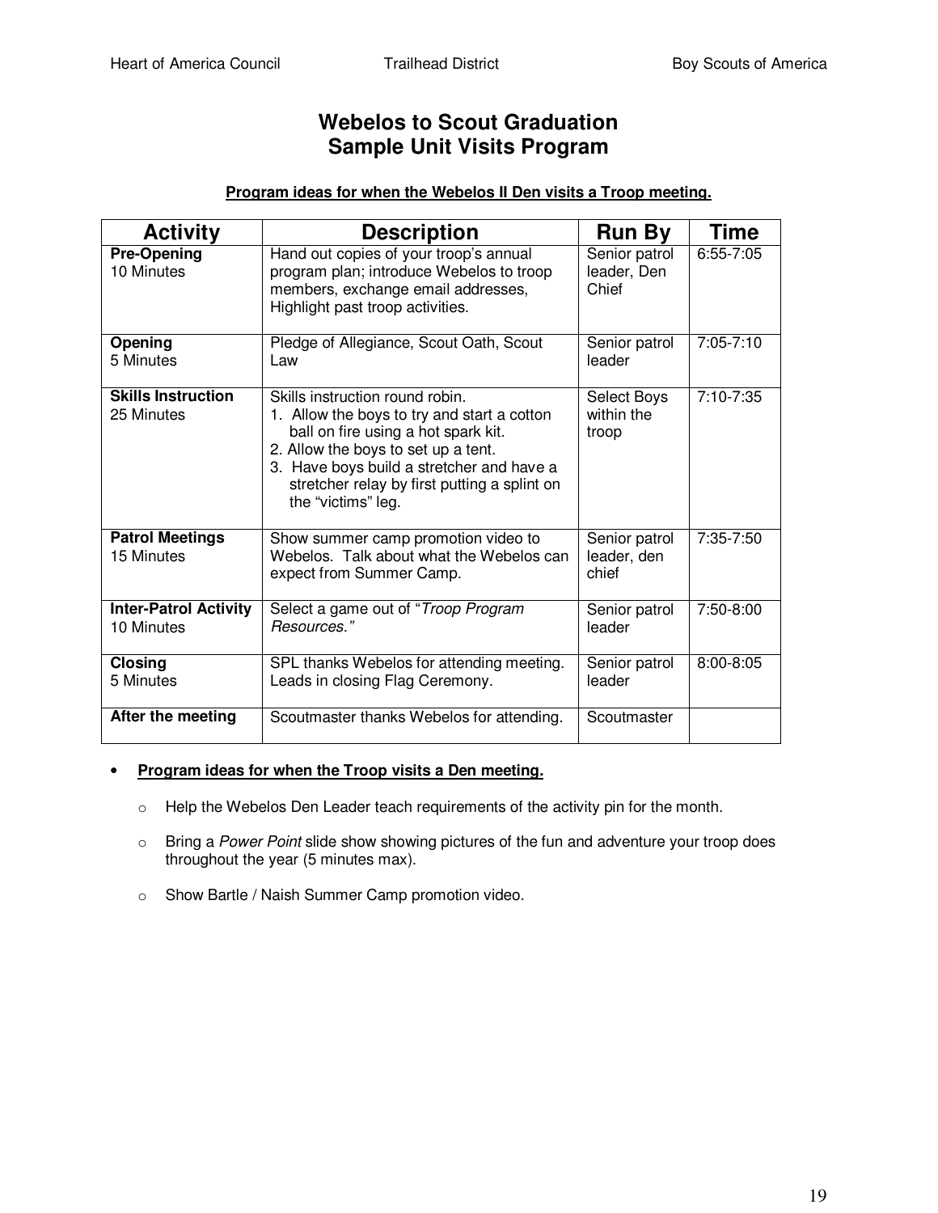# Webelos to Scout Graduation
# Sample Unit Visits Program

**Program ideas for when the Webelos II Den visits a Troop meeting.**

| Activity | Description | Run By | Time |
|---|---|---|---|
| **Pre-Opening**<br>10 Minutes | Hand out copies of your troop's annual program plan; introduce Webelos to troop members, exchange email addresses, Highlight past troop activities. | Senior patrol leader, Den Chief | 6:55-7:05 |
| **Opening**<br>5 Minutes | Pledge of Allegiance, Scout Oath, Scout Law | Senior patrol leader | 7:05-7:10 |
| **Skills Instruction**<br>25 Minutes | Skills instruction round robin.<br>1. Allow the boys to try and start a cotton ball on fire using a hot spark kit.<br>2. Allow the boys to set up a tent.<br>3. Have boys build a stretcher and have a stretcher relay by first putting a splint on the "victims" leg. | Select Boys within the troop | 7:10-7:35 |
| **Patrol Meetings**<br>15 Minutes | Show summer camp promotion video to Webelos. Talk about what the Webelos can expect from Summer Camp. | Senior patrol leader, den chief | 7:35-7:50 |
| **Inter-Patrol Activity**<br>10 Minutes | Select a game out of "*Troop Program Resources.*" | Senior patrol leader | 7:50-8:00 |
| **Closing**<br>5 Minutes | SPL thanks Webelos for attending meeting. Leads in closing Flag Ceremony. | Senior patrol leader | 8:00-8:05 |
| **After the meeting** | Scoutmaster thanks Webelos for attending. | Scoutmaster | |

- **Program ideas for when the Troop visits a Den meeting.**
  - Help the Webelos Den Leader teach requirements of the activity pin for the month.
  - Bring a *Power Point* slide show showing pictures of the fun and adventure your troop does throughout the year (5 minutes max).
  - Show Bartle / Naish Summer Camp promotion video.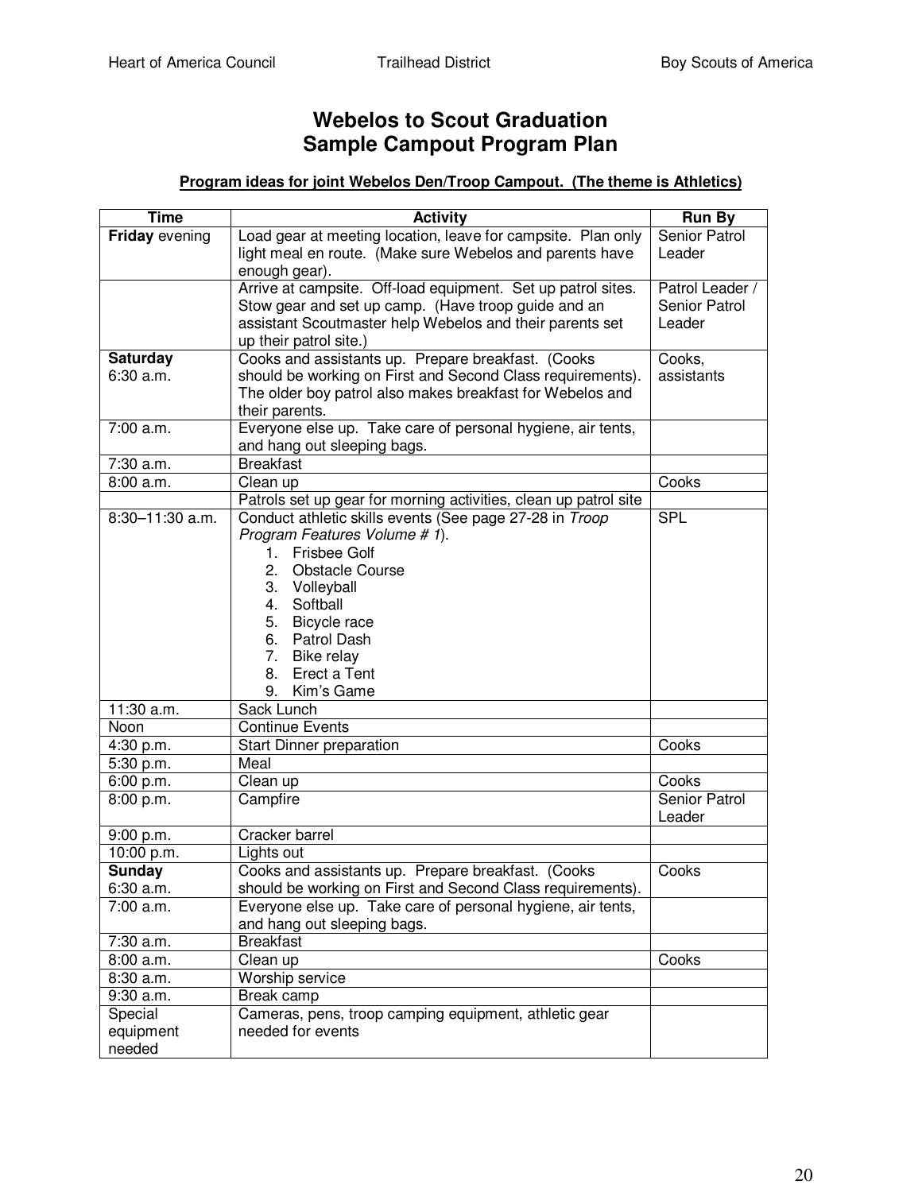# Webelos to Scout Graduation
# Sample Campout Program Plan

**Program ideas for joint Webelos Den/Troop Campout. (The theme is Athletics)**

| Time | Activity | Run By |
|---|---|---|
| **Friday** evening | Load gear at meeting location, leave for campsite. Plan only light meal en route. (Make sure Webelos and parents have enough gear). | Senior Patrol Leader |
| | Arrive at campsite. Off-load equipment. Set up patrol sites. Stow gear and set up camp. (Have troop guide and an assistant Scoutmaster help Webelos and their parents set up their patrol site.) | Patrol Leader / Senior Patrol Leader |
| **Saturday** 6:30 a.m. | Cooks and assistants up. Prepare breakfast. (Cooks should be working on First and Second Class requirements). The older boy patrol also makes breakfast for Webelos and their parents. | Cooks, assistants |
| 7:00 a.m. | Everyone else up. Take care of personal hygiene, air tents, and hang out sleeping bags. | |
| 7:30 a.m. | Breakfast | |
| 8:00 a.m. | Clean up | Cooks |
| | Patrols set up gear for morning activities, clean up patrol site | |
| 8:30–11:30 a.m. | Conduct athletic skills events (See page 27-28 in *Troop Program Features Volume # 1*). 1. Frisbee Golf 2. Obstacle Course 3. Volleyball 4. Softball 5. Bicycle race 6. Patrol Dash 7. Bike relay 8. Erect a Tent 9. Kim's Game | SPL |
| 11:30 a.m. | Sack Lunch | |
| Noon | Continue Events | |
| 4:30 p.m. | Start Dinner preparation | Cooks |
| 5:30 p.m. | Meal | |
| 6:00 p.m. | Clean up | Cooks |
| 8:00 p.m. | Campfire | Senior Patrol Leader |
| 9:00 p.m. | Cracker barrel | |
| 10:00 p.m. | Lights out | |
| **Sunday** 6:30 a.m. | Cooks and assistants up. Prepare breakfast. (Cooks should be working on First and Second Class requirements). | Cooks |
| 7:00 a.m. | Everyone else up. Take care of personal hygiene, air tents, and hang out sleeping bags. | |
| 7:30 a.m. | Breakfast | |
| 8:00 a.m. | Clean up | Cooks |
| 8:30 a.m. | Worship service | |
| 9:30 a.m. | Break camp | |
| Special equipment needed | Cameras, pens, troop camping equipment, athletic gear needed for events | |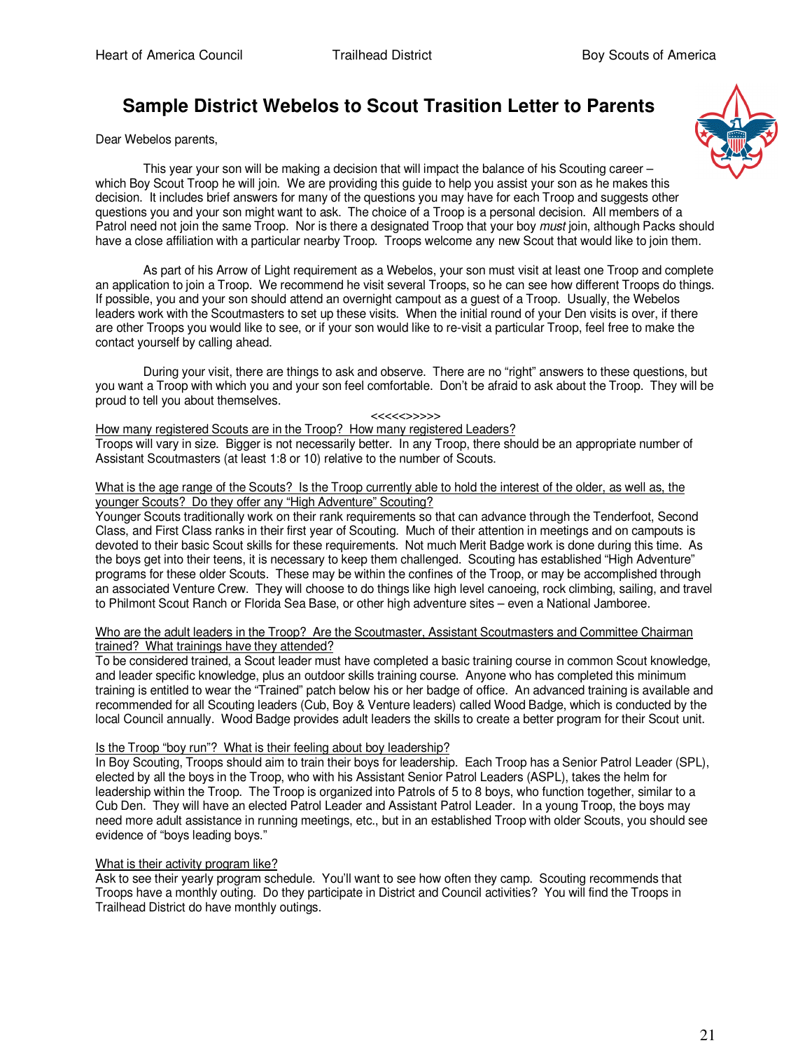# Sample District Webelos to Scout Trasition Letter to Parents

Dear Webelos parents,

This year your son will be making a decision that will impact the balance of his Scouting career – which Boy Scout Troop he will join. We are providing this guide to help you assist your son as he makes this decision. It includes brief answers for many of the questions you may have for each Troop and suggests other questions you and your son might want to ask. The choice of a Troop is a personal decision. All members of a Patrol need not join the same Troop. Nor is there a designated Troop that your boy *must* join, although Packs should have a close affiliation with a particular nearby Troop. Troops welcome any new Scout that would like to join them.

As part of his Arrow of Light requirement as a Webelos, your son must visit at least one Troop and complete an application to join a Troop. We recommend he visit several Troops, so he can see how different Troops do things. If possible, you and your son should attend an overnight campout as a guest of a Troop. Usually, the Webelos leaders work with the Scoutmasters to set up these visits. When the initial round of your Den visits is over, if there are other Troops you would like to see, or if your son would like to re-visit a particular Troop, feel free to make the contact yourself by calling ahead.

During your visit, there are things to ask and observe. There are no "right" answers to these questions, but you want a Troop with which you and your son feel comfortable. Don't be afraid to ask about the Troop. They will be proud to tell you about themselves.

<<<<<>>>>>

How many registered Scouts are in the Troop? How many registered Leaders?

Troops will vary in size. Bigger is not necessarily better. In any Troop, there should be an appropriate number of Assistant Scoutmasters (at least 1:8 or 10) relative to the number of Scouts.

What is the age range of the Scouts? Is the Troop currently able to hold the interest of the older, as well as, the younger Scouts? Do they offer any "High Adventure" Scouting?

Younger Scouts traditionally work on their rank requirements so that can advance through the Tenderfoot, Second Class, and First Class ranks in their first year of Scouting. Much of their attention in meetings and on campouts is devoted to their basic Scout skills for these requirements. Not much Merit Badge work is done during this time. As the boys get into their teens, it is necessary to keep them challenged. Scouting has established "High Adventure" programs for these older Scouts. These may be within the confines of the Troop, or may be accomplished through an associated Venture Crew. They will choose to do things like high level canoeing, rock climbing, sailing, and travel to Philmont Scout Ranch or Florida Sea Base, or other high adventure sites – even a National Jamboree.

Who are the adult leaders in the Troop? Are the Scoutmaster, Assistant Scoutmasters and Committee Chairman trained? What trainings have they attended?

To be considered trained, a Scout leader must have completed a basic training course in common Scout knowledge, and leader specific knowledge, plus an outdoor skills training course. Anyone who has completed this minimum training is entitled to wear the "Trained" patch below his or her badge of office. An advanced training is available and recommended for all Scouting leaders (Cub, Boy & Venture leaders) called Wood Badge, which is conducted by the local Council annually. Wood Badge provides adult leaders the skills to create a better program for their Scout unit.

Is the Troop "boy run"? What is their feeling about boy leadership?

In Boy Scouting, Troops should aim to train their boys for leadership. Each Troop has a Senior Patrol Leader (SPL), elected by all the boys in the Troop, who with his Assistant Senior Patrol Leaders (ASPL), takes the helm for leadership within the Troop. The Troop is organized into Patrols of 5 to 8 boys, who function together, similar to a Cub Den. They will have an elected Patrol Leader and Assistant Patrol Leader. In a young Troop, the boys may need more adult assistance in running meetings, etc., but in an established Troop with older Scouts, you should see evidence of "boys leading boys."

What is their activity program like?

Ask to see their yearly program schedule. You'll want to see how often they camp. Scouting recommends that Troops have a monthly outing. Do they participate in District and Council activities? You will find the Troops in Trailhead District do have monthly outings.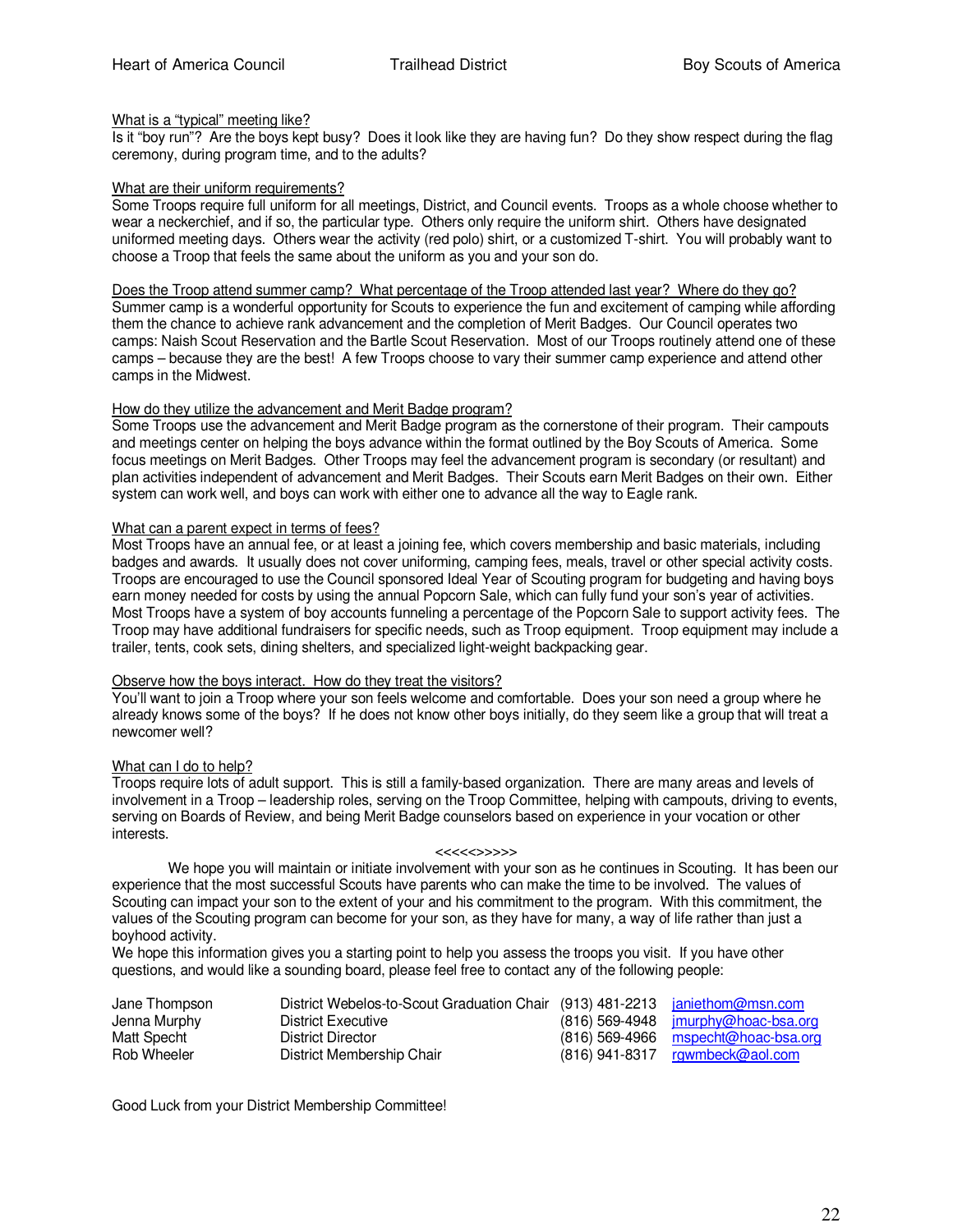What is a "typical" meeting like?
Is it "boy run"? Are the boys kept busy? Does it look like they are having fun? Do they show respect during the flag ceremony, during program time, and to the adults?

What are their uniform requirements?
Some Troops require full uniform for all meetings, District, and Council events. Troops as a whole choose whether to wear a neckerchief, and if so, the particular type. Others only require the uniform shirt. Others have designated uniformed meeting days. Others wear the activity (red polo) shirt, or a customized T-shirt. You will probably want to choose a Troop that feels the same about the uniform as you and your son do.

Does the Troop attend summer camp? What percentage of the Troop attended last year? Where do they go?
Summer camp is a wonderful opportunity for Scouts to experience the fun and excitement of camping while affording them the chance to achieve rank advancement and the completion of Merit Badges. Our Council operates two camps: Naish Scout Reservation and the Bartle Scout Reservation. Most of our Troops routinely attend one of these camps – because they are the best! A few Troops choose to vary their summer camp experience and attend other camps in the Midwest.

How do they utilize the advancement and Merit Badge program?
Some Troops use the advancement and Merit Badge program as the cornerstone of their program. Their campouts and meetings center on helping the boys advance within the format outlined by the Boy Scouts of America. Some focus meetings on Merit Badges. Other Troops may feel the advancement program is secondary (or resultant) and plan activities independent of advancement and Merit Badges. Their Scouts earn Merit Badges on their own. Either system can work well, and boys can work with either one to advance all the way to Eagle rank.

What can a parent expect in terms of fees?
Most Troops have an annual fee, or at least a joining fee, which covers membership and basic materials, including badges and awards. It usually does not cover uniforming, camping fees, meals, travel or other special activity costs. Troops are encouraged to use the Council sponsored Ideal Year of Scouting program for budgeting and having boys earn money needed for costs by using the annual Popcorn Sale, which can fully fund your son's year of activities. Most Troops have a system of boy accounts funneling a percentage of the Popcorn Sale to support activity fees. The Troop may have additional fundraisers for specific needs, such as Troop equipment. Troop equipment may include a trailer, tents, cook sets, dining shelters, and specialized light-weight backpacking gear.

Observe how the boys interact. How do they treat the visitors?
You'll want to join a Troop where your son feels welcome and comfortable. Does your son need a group where he already knows some of the boys? If he does not know other boys initially, do they seem like a group that will treat a newcomer well?

What can I do to help?
Troops require lots of adult support. This is still a family-based organization. There are many areas and levels of involvement in a Troop – leadership roles, serving on the Troop Committee, helping with campouts, driving to events, serving on Boards of Review, and being Merit Badge counselors based on experience in your vocation or other interests.

<<<<<>>>>>

We hope you will maintain or initiate involvement with your son as he continues in Scouting. It has been our experience that the most successful Scouts have parents who can make the time to be involved. The values of Scouting can impact your son to the extent of your and his commitment to the program. With this commitment, the values of the Scouting program can become for your son, as they have for many, a way of life rather than just a boyhood activity.

We hope this information gives you a starting point to help you assess the troops you visit. If you have other questions, and would like a sounding board, please feel free to contact any of the following people:

| | | | |
|---|---|---|---|
| Jane Thompson | District Webelos-to-Scout Graduation Chair | (913) 481-2213 | janiethom@msn.com |
| Jenna Murphy | District Executive | (816) 569-4948 | jmurphy@hoac-bsa.org |
| Matt Specht | District Director | (816) 569-4966 | mspecht@hoac-bsa.org |
| Rob Wheeler | District Membership Chair | (816) 941-8317 | rgwmbeck@aol.com |

Good Luck from your District Membership Committee!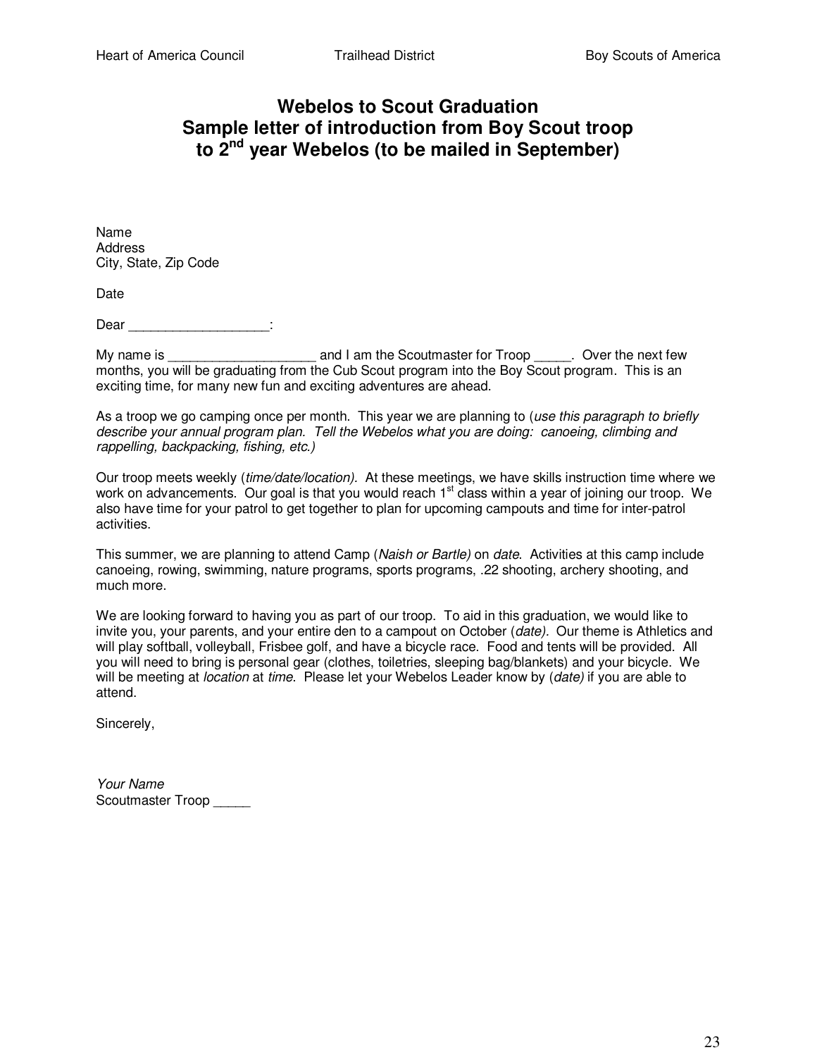# Webelos to Scout Graduation
## Sample letter of introduction from Boy Scout troop to 2nd year Webelos (to be mailed in September)

Name
Address
City, State, Zip Code

Date

Dear ___________________:

My name is ____________________ and I am the Scoutmaster for Troop _____. Over the next few months, you will be graduating from the Cub Scout program into the Boy Scout program. This is an exciting time, for many new fun and exciting adventures are ahead.

As a troop we go camping once per month. This year we are planning to (*use this paragraph to briefly describe your annual program plan. Tell the Webelos what you are doing: canoeing, climbing and rappelling, backpacking, fishing, etc.)*

Our troop meets weekly (*time/date/location).* At these meetings, we have skills instruction time where we work on advancements. Our goal is that you would reach 1st class within a year of joining our troop. We also have time for your patrol to get together to plan for upcoming campouts and time for inter-patrol activities.

This summer, we are planning to attend Camp (*Naish or Bartle)* on *date*. Activities at this camp include canoeing, rowing, swimming, nature programs, sports programs, .22 shooting, archery shooting, and much more.

We are looking forward to having you as part of our troop. To aid in this graduation, we would like to invite you, your parents, and your entire den to a campout on October (*date).* Our theme is Athletics and will play softball, volleyball, Frisbee golf, and have a bicycle race. Food and tents will be provided. All you will need to bring is personal gear (clothes, toiletries, sleeping bag/blankets) and your bicycle. We will be meeting at *location* at *time*. Please let your Webelos Leader know by (*date)* if you are able to attend.

Sincerely,

*Your Name*
Scoutmaster Troop _____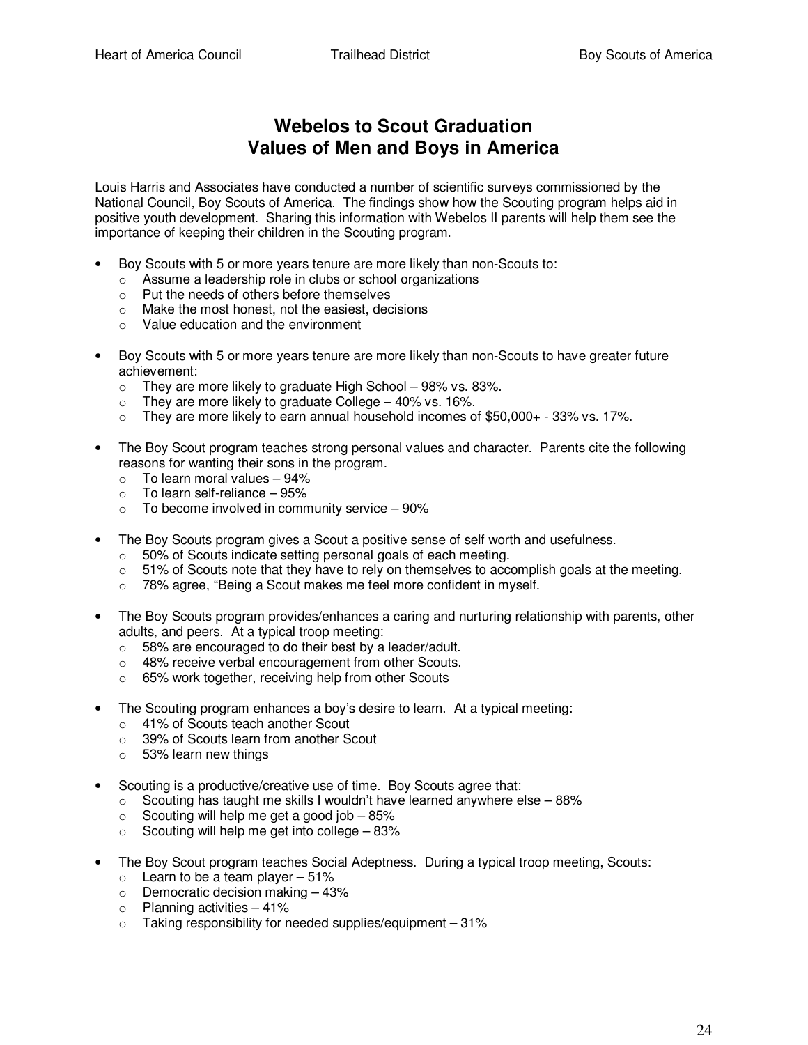# Webelos to Scout Graduation
# Values of Men and Boys in America

Louis Harris and Associates have conducted a number of scientific surveys commissioned by the National Council, Boy Scouts of America. The findings show how the Scouting program helps aid in positive youth development. Sharing this information with Webelos II parents will help them see the importance of keeping their children in the Scouting program.

- Boy Scouts with 5 or more years tenure are more likely than non-Scouts to:
  - Assume a leadership role in clubs or school organizations
  - Put the needs of others before themselves
  - Make the most honest, not the easiest, decisions
  - Value education and the environment

- Boy Scouts with 5 or more years tenure are more likely than non-Scouts to have greater future achievement:
  - They are more likely to graduate High School – 98% vs. 83%.
  - They are more likely to graduate College – 40% vs. 16%.
  - They are more likely to earn annual household incomes of $50,000+ - 33% vs. 17%.

- The Boy Scout program teaches strong personal values and character. Parents cite the following reasons for wanting their sons in the program.
  - To learn moral values – 94%
  - To learn self-reliance – 95%
  - To become involved in community service – 90%

- The Boy Scouts program gives a Scout a positive sense of self worth and usefulness.
  - 50% of Scouts indicate setting personal goals of each meeting.
  - 51% of Scouts note that they have to rely on themselves to accomplish goals at the meeting.
  - 78% agree, "Being a Scout makes me feel more confident in myself.

- The Boy Scouts program provides/enhances a caring and nurturing relationship with parents, other adults, and peers. At a typical troop meeting:
  - 58% are encouraged to do their best by a leader/adult.
  - 48% receive verbal encouragement from other Scouts.
  - 65% work together, receiving help from other Scouts

- The Scouting program enhances a boy's desire to learn. At a typical meeting:
  - 41% of Scouts teach another Scout
  - 39% of Scouts learn from another Scout
  - 53% learn new things

- Scouting is a productive/creative use of time. Boy Scouts agree that:
  - Scouting has taught me skills I wouldn't have learned anywhere else – 88%
  - Scouting will help me get a good job – 85%
  - Scouting will help me get into college – 83%

- The Boy Scout program teaches Social Adeptness. During a typical troop meeting, Scouts:
  - Learn to be a team player – 51%
  - Democratic decision making – 43%
  - Planning activities – 41%
  - Taking responsibility for needed supplies/equipment – 31%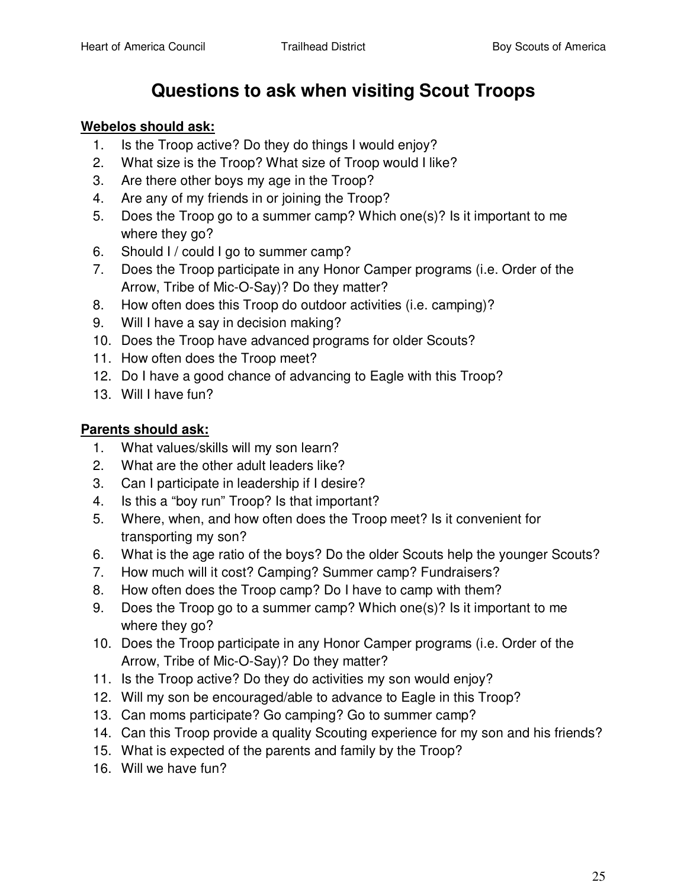# Questions to ask when visiting Scout Troops

**Webelos should ask:**

1. Is the Troop active? Do they do things I would enjoy?
2. What size is the Troop? What size of Troop would I like?
3. Are there other boys my age in the Troop?
4. Are any of my friends in or joining the Troop?
5. Does the Troop go to a summer camp? Which one(s)? Is it important to me where they go?
6. Should I / could I go to summer camp?
7. Does the Troop participate in any Honor Camper programs (i.e. Order of the Arrow, Tribe of Mic-O-Say)? Do they matter?
8. How often does this Troop do outdoor activities (i.e. camping)?
9. Will I have a say in decision making?
10. Does the Troop have advanced programs for older Scouts?
11. How often does the Troop meet?
12. Do I have a good chance of advancing to Eagle with this Troop?
13. Will I have fun?

**Parents should ask:**

1. What values/skills will my son learn?
2. What are the other adult leaders like?
3. Can I participate in leadership if I desire?
4. Is this a "boy run" Troop? Is that important?
5. Where, when, and how often does the Troop meet? Is it convenient for transporting my son?
6. What is the age ratio of the boys? Do the older Scouts help the younger Scouts?
7. How much will it cost? Camping? Summer camp? Fundraisers?
8. How often does the Troop camp? Do I have to camp with them?
9. Does the Troop go to a summer camp? Which one(s)? Is it important to me where they go?
10. Does the Troop participate in any Honor Camper programs (i.e. Order of the Arrow, Tribe of Mic-O-Say)? Do they matter?
11. Is the Troop active? Do they do activities my son would enjoy?
12. Will my son be encouraged/able to advance to Eagle in this Troop?
13. Can moms participate? Go camping? Go to summer camp?
14. Can this Troop provide a quality Scouting experience for my son and his friends?
15. What is expected of the parents and family by the Troop?
16. Will we have fun?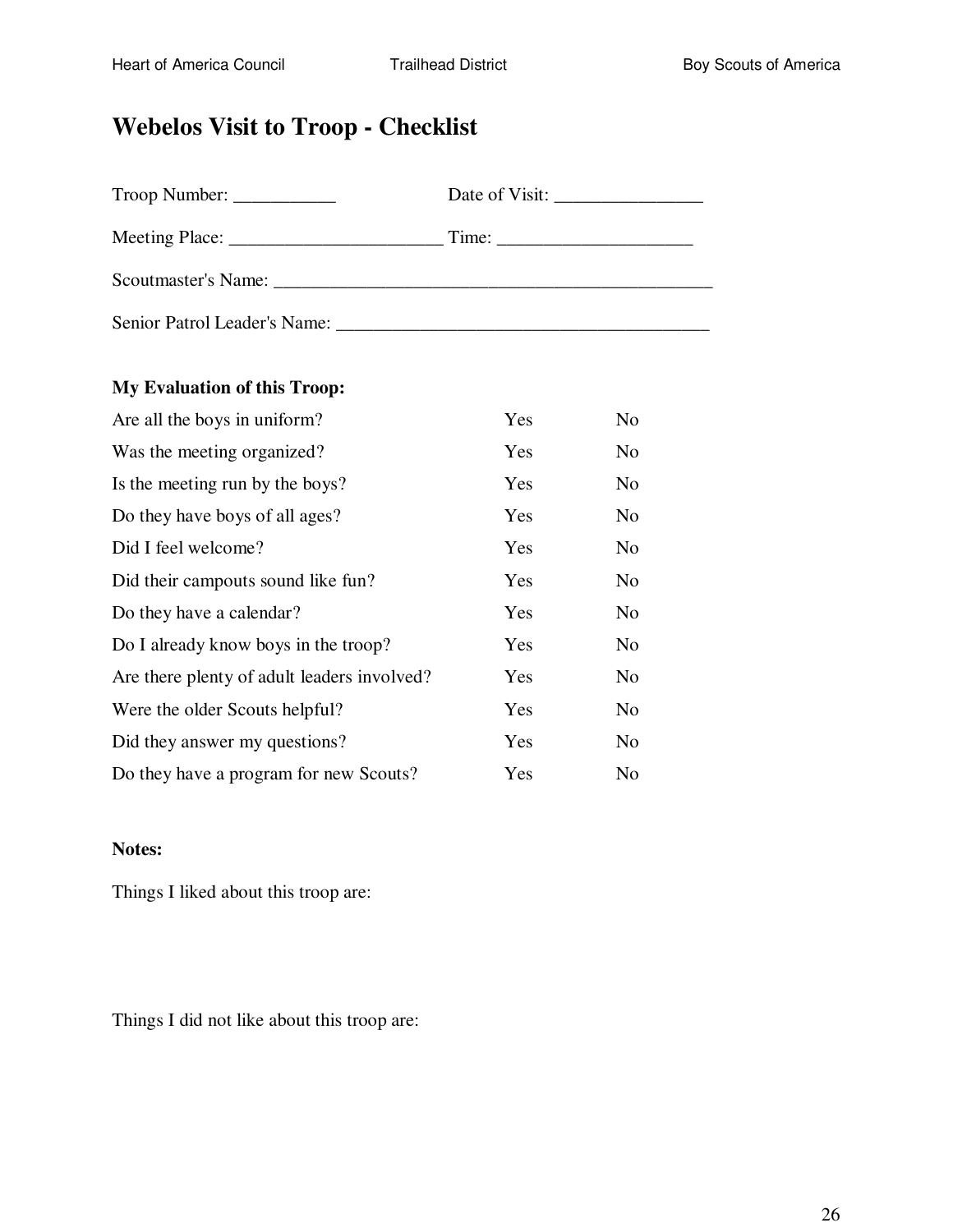# Webelos Visit to Troop - Checklist

Troop Number: ___________ Date of Visit: ________________

Meeting Place: _______________________ Time: _____________________

Scoutmaster's Name: _________________________________________________

Senior Patrol Leader's Name: ________________________________________

**My Evaluation of this Troop:**

| | | |
|---|---|---|
| Are all the boys in uniform? | Yes | No |
| Was the meeting organized? | Yes | No |
| Is the meeting run by the boys? | Yes | No |
| Do they have boys of all ages? | Yes | No |
| Did I feel welcome? | Yes | No |
| Did their campouts sound like fun? | Yes | No |
| Do they have a calendar? | Yes | No |
| Do I already know boys in the troop? | Yes | No |
| Are there plenty of adult leaders involved? | Yes | No |
| Were the older Scouts helpful? | Yes | No |
| Did they answer my questions? | Yes | No |
| Do they have a program for new Scouts? | Yes | No |

**Notes:**

Things I liked about this troop are:

Things I did not like about this troop are: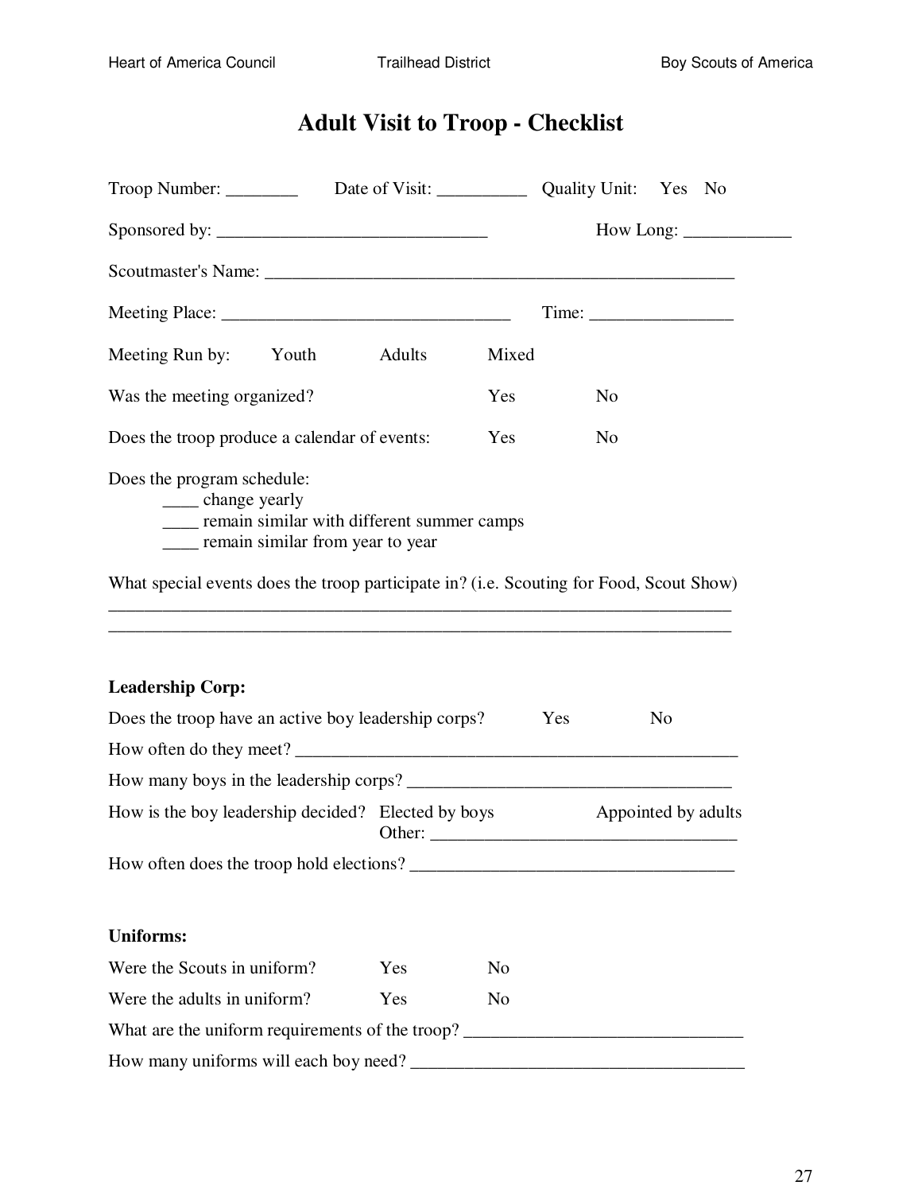# Adult Visit to Troop - Checklist

Troop Number: ________ Date of Visit: __________ Quality Unit: Yes No

Sponsored by: ______________________________ How Long: ____________

Scoutmaster's Name: _____________________________________________________

Meeting Place: ________________________________ Time: _______________

Meeting Run by: Youth Adults Mixed

Was the meeting organized? Yes No

Does the troop produce a calendar of events: Yes No

Does the program schedule:

- ____ change yearly
- ____ remain similar with different summer camps
- ____ remain similar from year to year

What special events does the troop participate in? (i.e. Scouting for Food, Scout Show)

______________________________________________________________________

______________________________________________________________________

**Leadership Corp:**

Does the troop have an active boy leadership corps? Yes No

How often do they meet? __________________________________________________

How many boys in the leadership corps? _____________________________________

How is the boy leadership decided? Elected by boys Appointed by adults
Other: __________________________________

How often does the troop hold elections? ____________________________________

**Uniforms:**

Were the Scouts in uniform? Yes No

Were the adults in uniform? Yes No

What are the uniform requirements of the troop? _______________________________

How many uniforms will each boy need? _____________________________________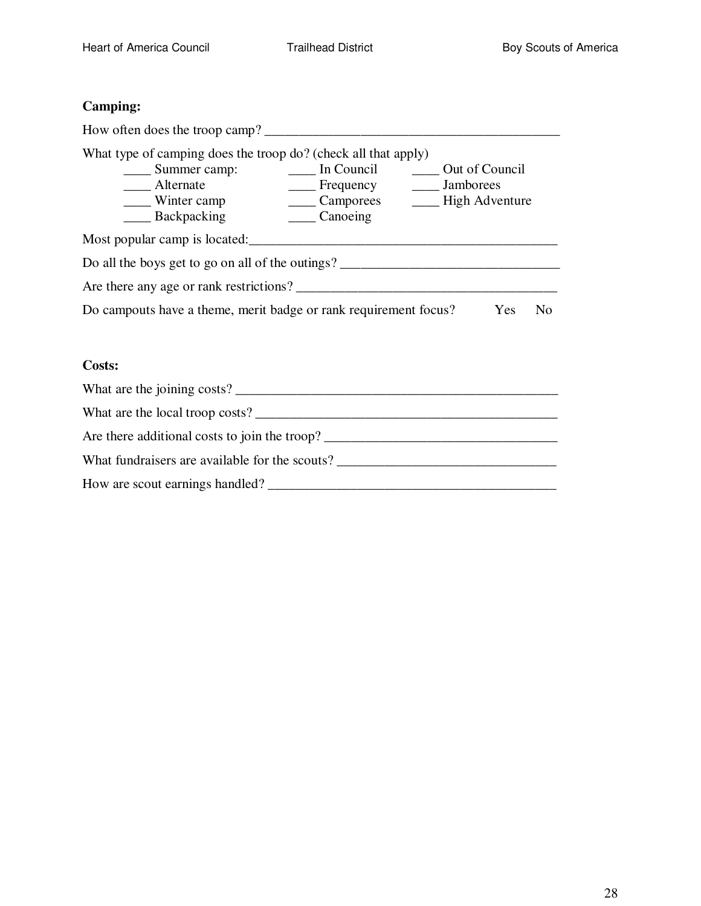**Camping:**

How often does the troop camp? _____________________________________________

What type of camping does the troop do? (check all that apply)

____ Summer camp: ____ In Council ____ Out of Council
____ Alternate ____ Frequency ____ Jamborees
____ Winter camp ____ Camporees ____ High Adventure
____ Backpacking ____ Canoeing

Most popular camp is located:_______________________________________________

Do all the boys get to go on all of the outings? ________________________________

Are there any age or rank restrictions? ______________________________________

Do campouts have a theme, merit badge or rank requirement focus? Yes No

**Costs:**

What are the joining costs? _________________________________________________

What are the local troop costs? ______________________________________________

Are there additional costs to join the troop? __________________________________

What fundraisers are available for the scouts? ________________________________

How are scout earnings handled? ____________________________________________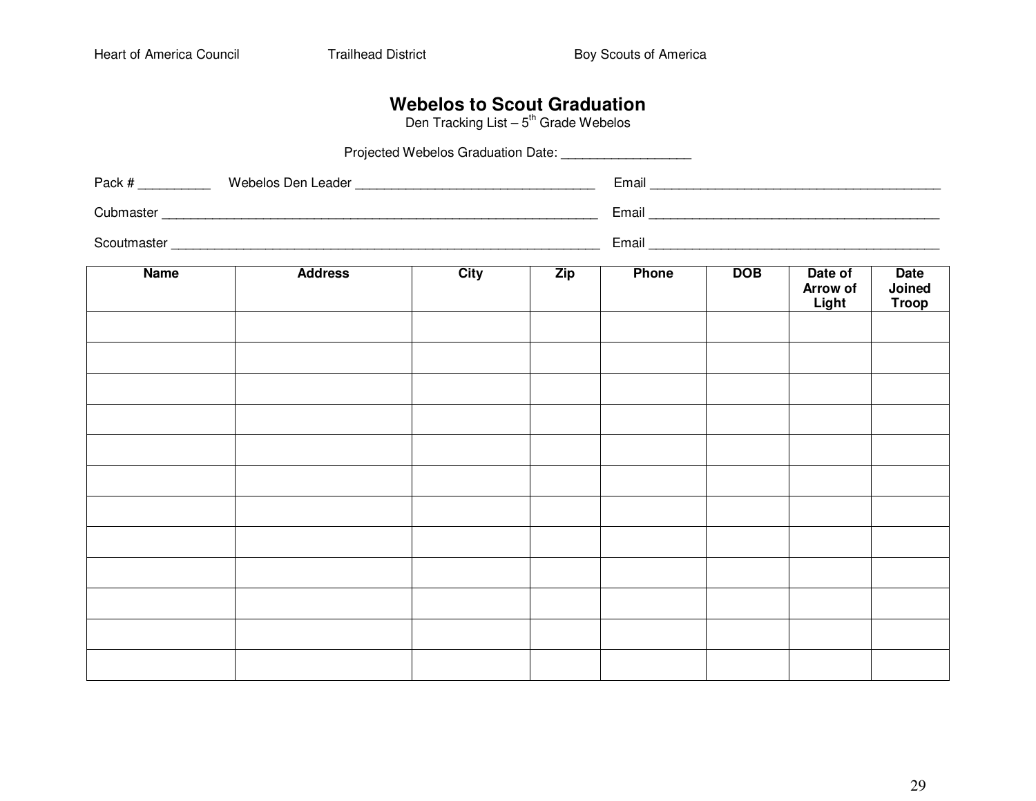Heart of America Council Trailhead District Boy Scouts of America

# Webelos to Scout Graduation

Den Tracking List – 5th Grade Webelos

Projected Webelos Graduation Date: _________________

Pack # __________ Webelos Den Leader _________________________________ Email ________________________________________

Cubmaster ____________________________________________________________ Email ________________________________________

Scoutmaster ___________________________________________________________ Email ________________________________________

| Name | Address | City | Zip | Phone | DOB | Date of Arrow of Light | Date Joined Troop |
|---|---|---|---|---|---|---|---|
| | | | | | | | |
| | | | | | | | |
| | | | | | | | |
| | | | | | | | |
| | | | | | | | |
| | | | | | | | |
| | | | | | | | |
| | | | | | | | |
| | | | | | | | |
| | | | | | | | |
| | | | | | | | |
| | | | | | | | |